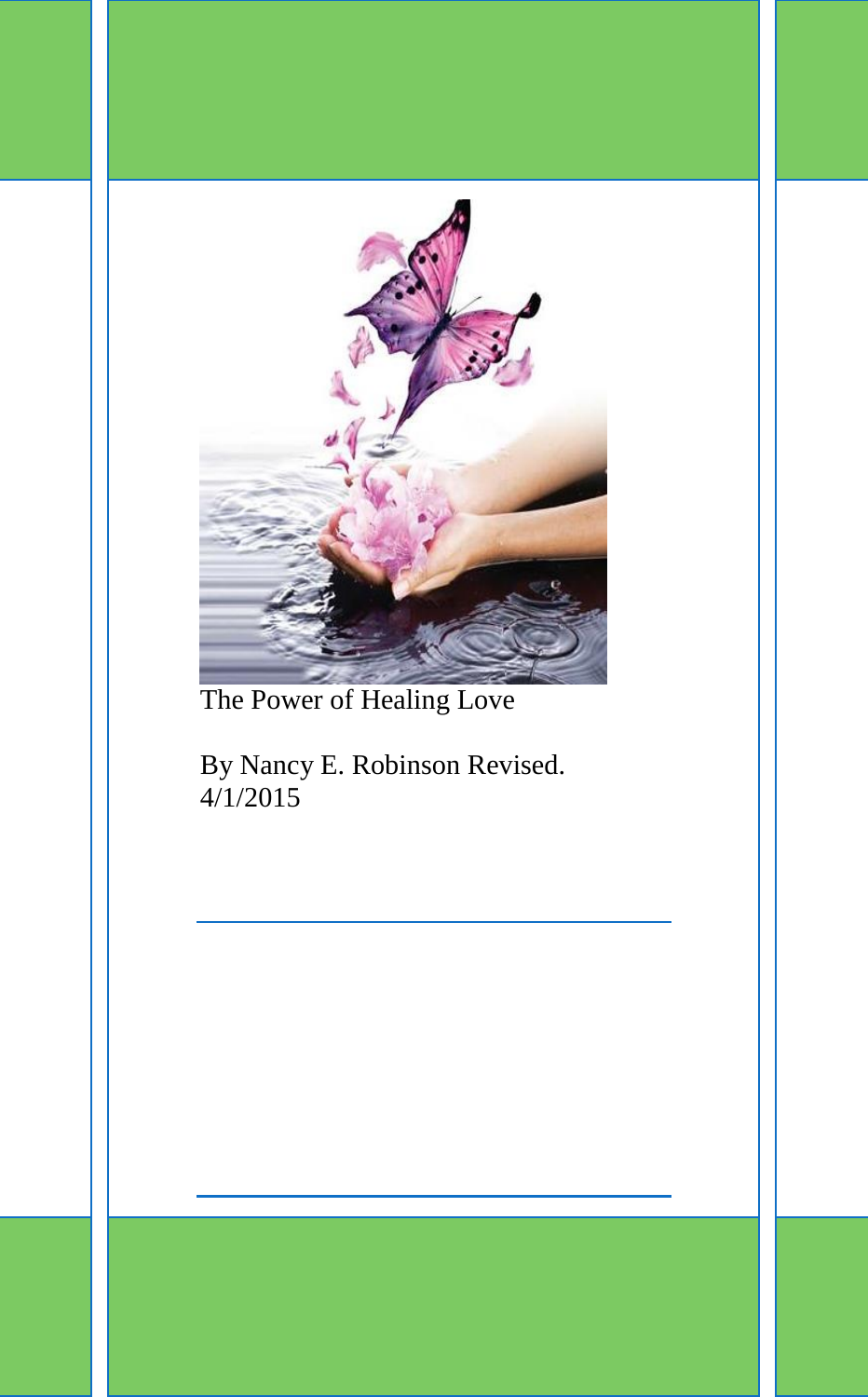The Power of Healing Love

By Nancy E. Robinson Revised.
4/1/2015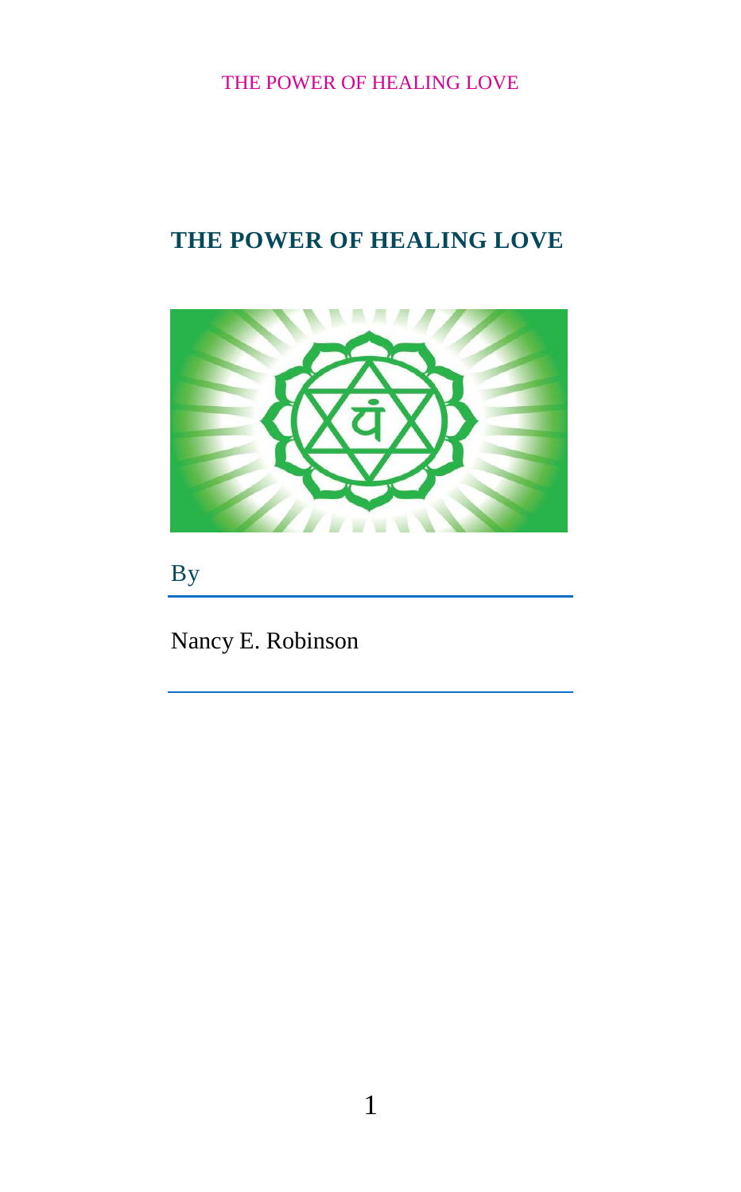# THE POWER OF HEALING LOVE

By

Nancy E. Robinson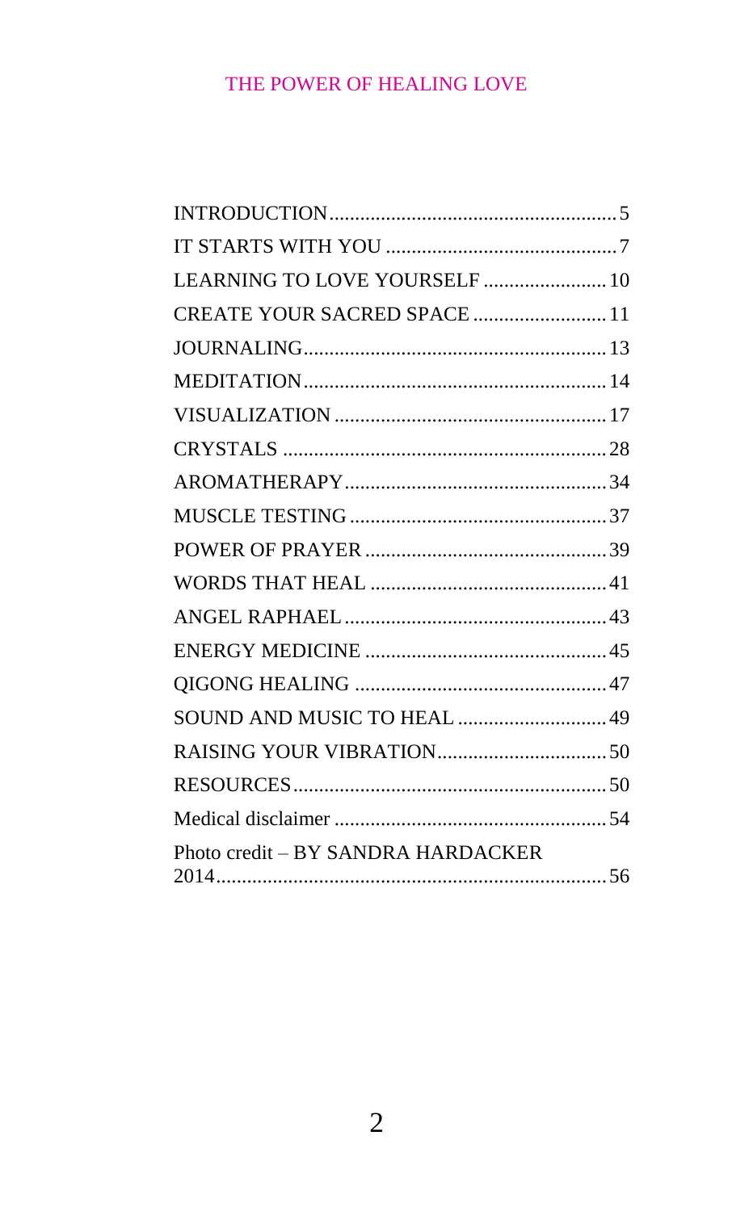| | |
|---|---|
| INTRODUCTION | 5 |
| IT STARTS WITH YOU | 7 |
| LEARNING TO LOVE YOURSELF | 10 |
| CREATE YOUR SACRED SPACE | 11 |
| JOURNALING | 13 |
| MEDITATION | 14 |
| VISUALIZATION | 17 |
| CRYSTALS | 28 |
| AROMATHERAPY | 34 |
| MUSCLE TESTING | 37 |
| POWER OF PRAYER | 39 |
| WORDS THAT HEAL | 41 |
| ANGEL RAPHAEL | 43 |
| ENERGY MEDICINE | 45 |
| QIGONG HEALING | 47 |
| SOUND AND MUSIC TO HEAL | 49 |
| RAISING YOUR VIBRATION | 50 |
| RESOURCES | 50 |
| Medical disclaimer | 54 |
| Photo credit – BY SANDRA HARDACKER 2014 | 56 |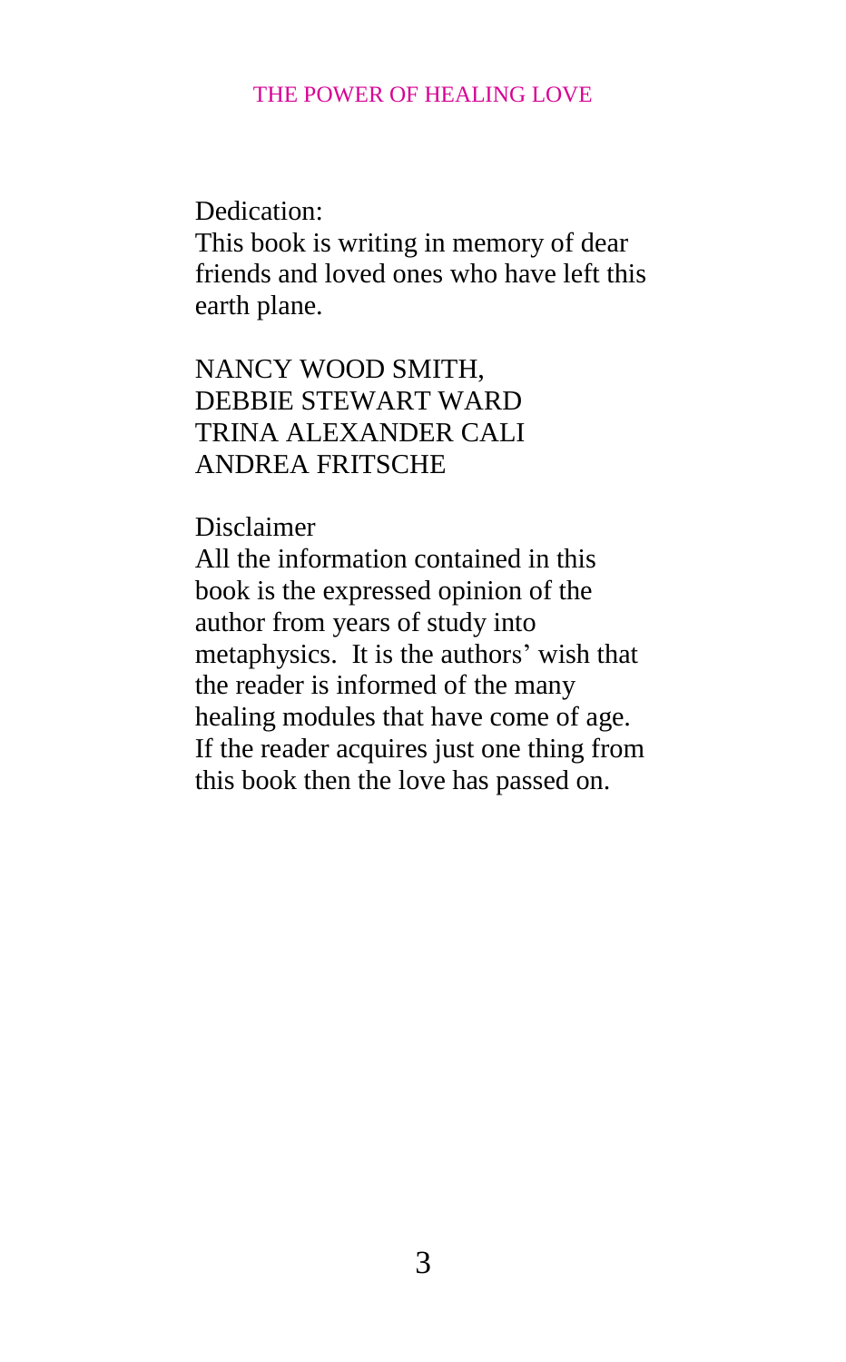Dedication:
This book is writing in memory of dear friends and loved ones who have left this earth plane.

NANCY WOOD SMITH,
DEBBIE STEWART WARD
TRINA ALEXANDER CALI
ANDREA FRITSCHE

Disclaimer
All the information contained in this book is the expressed opinion of the author from years of study into metaphysics.  It is the authors' wish that the reader is informed of the many healing modules that have come of age. If the reader acquires just one thing from this book then the love has passed on.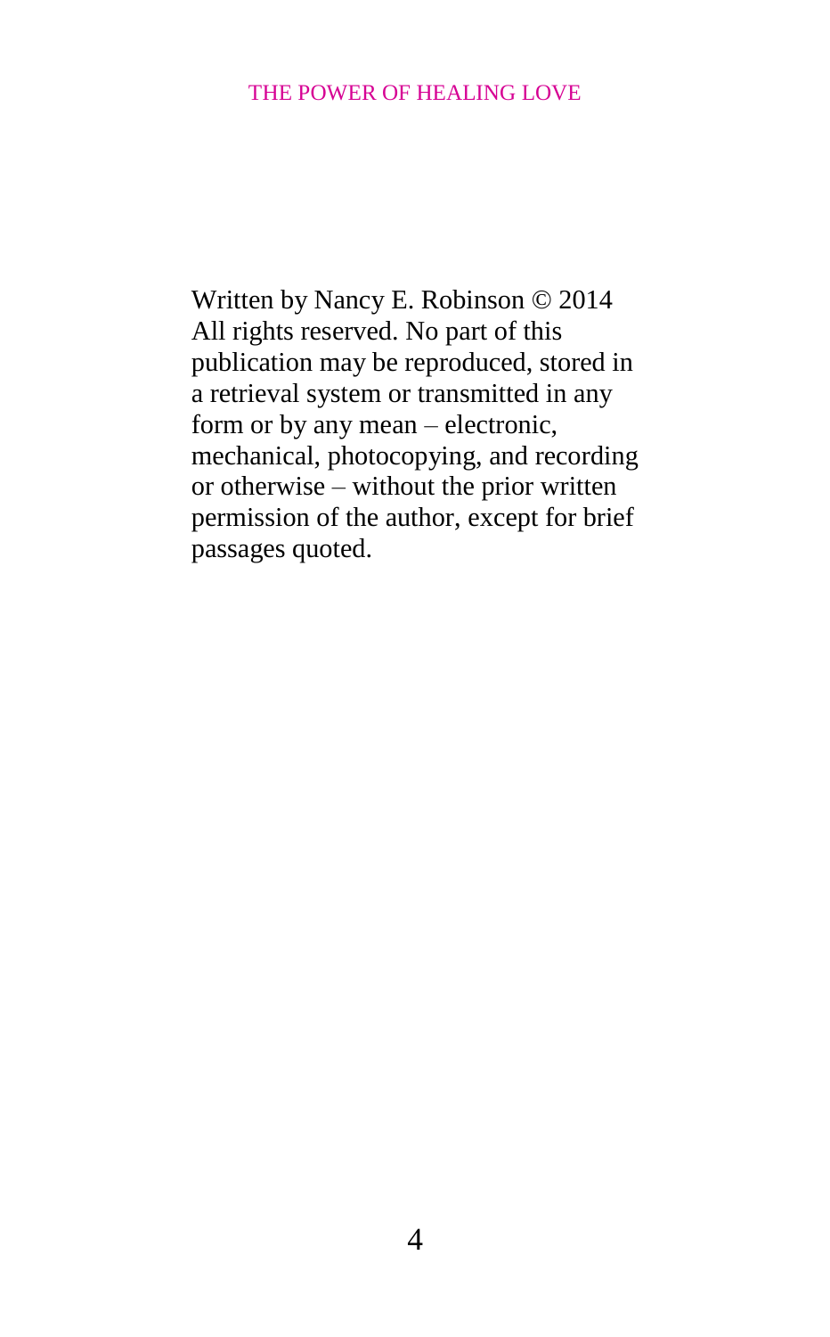Written by Nancy E. Robinson © 2014
All rights reserved. No part of this publication may be reproduced, stored in a retrieval system or transmitted in any form or by any mean – electronic, mechanical, photocopying, and recording or otherwise – without the prior written permission of the author, except for brief passages quoted.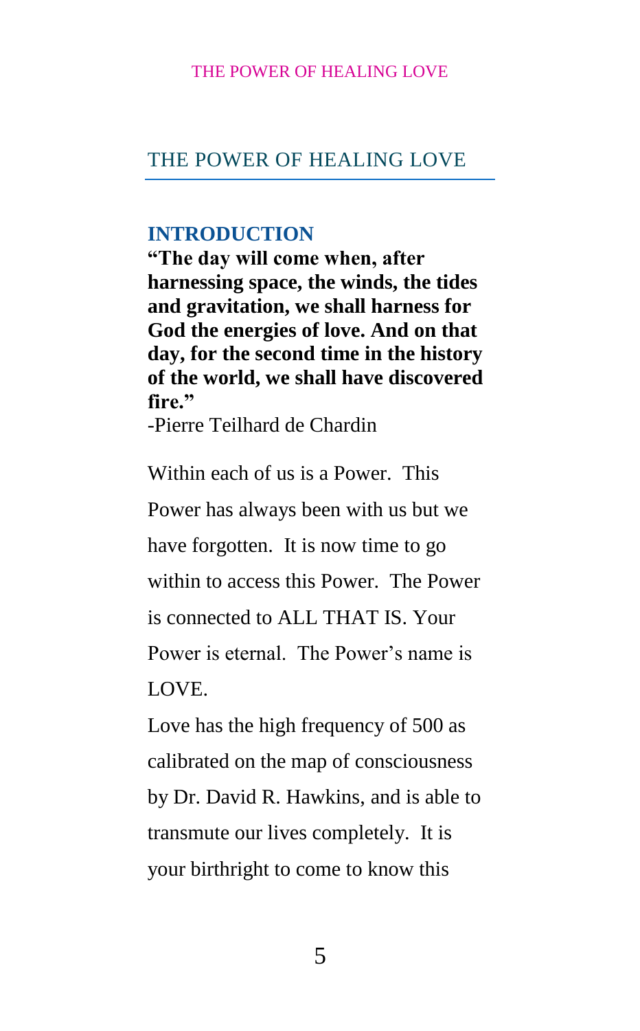# THE POWER OF HEALING LOVE

## INTRODUCTION

**"The day will come when, after harnessing space, the winds, the tides and gravitation, we shall harness for God the energies of love. And on that day, for the second time in the history of the world, we shall have discovered fire."**

-Pierre Teilhard de Chardin

Within each of us is a Power. This Power has always been with us but we have forgotten. It is now time to go within to access this Power. The Power is connected to ALL THAT IS. Your Power is eternal. The Power's name is LOVE.

Love has the high frequency of 500 as calibrated on the map of consciousness by Dr. David R. Hawkins, and is able to transmute our lives completely. It is your birthright to come to know this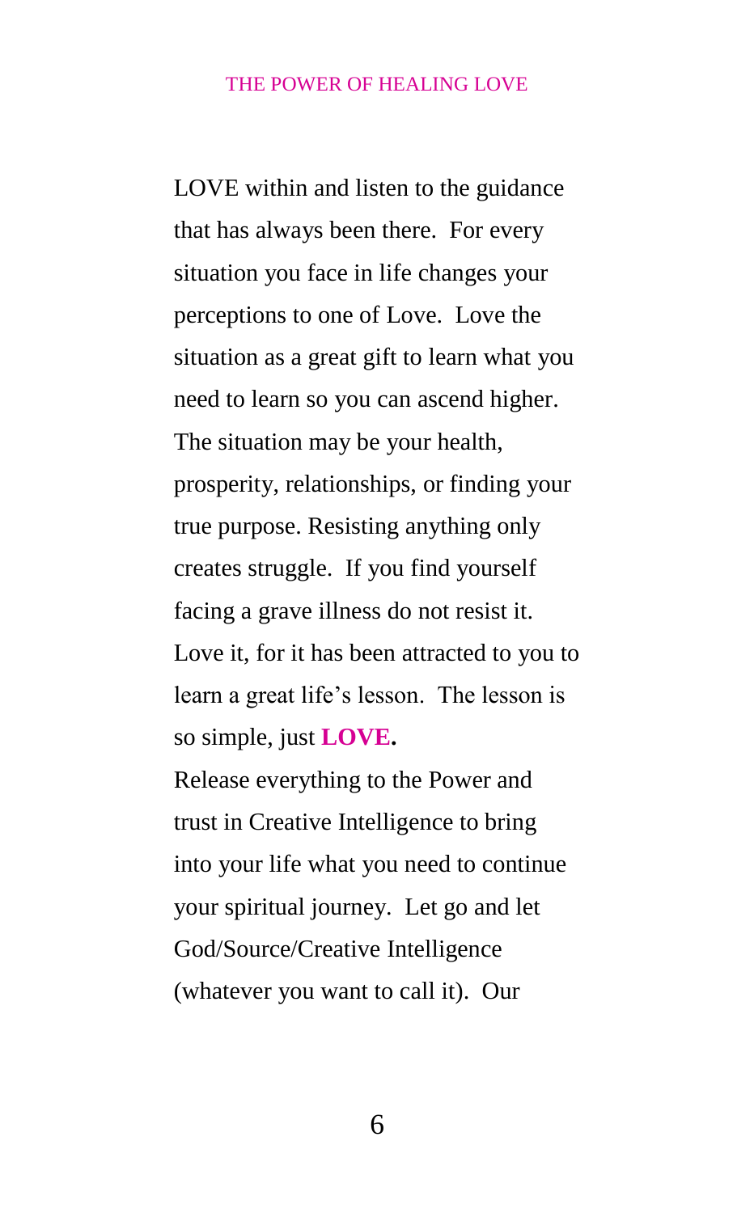LOVE within and listen to the guidance that has always been there. For every situation you face in life changes your perceptions to one of Love. Love the situation as a great gift to learn what you need to learn so you can ascend higher. The situation may be your health, prosperity, relationships, or finding your true purpose. Resisting anything only creates struggle. If you find yourself facing a grave illness do not resist it. Love it, for it has been attracted to you to learn a great life's lesson. The lesson is so simple, just **LOVE.**

Release everything to the Power and trust in Creative Intelligence to bring into your life what you need to continue your spiritual journey. Let go and let God/Source/Creative Intelligence (whatever you want to call it). Our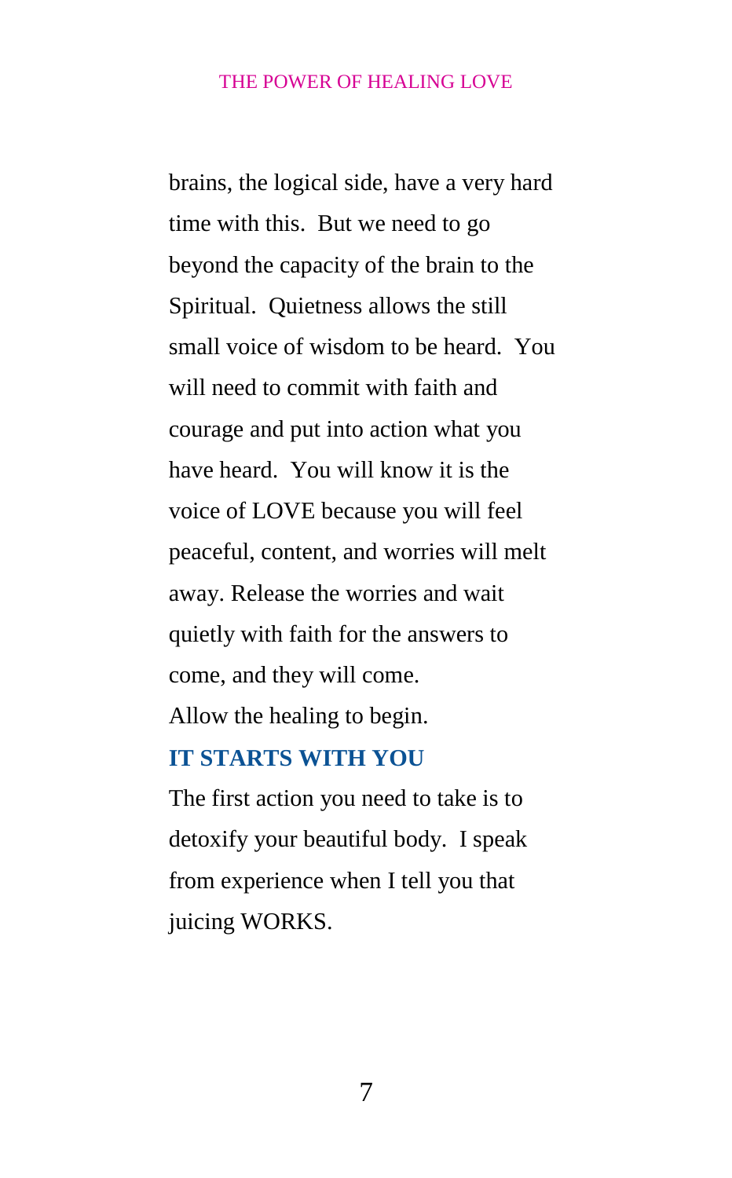brains, the logical side, have a very hard time with this. But we need to go beyond the capacity of the brain to the Spiritual. Quietness allows the still small voice of wisdom to be heard. You will need to commit with faith and courage and put into action what you have heard. You will know it is the voice of LOVE because you will feel peaceful, content, and worries will melt away. Release the worries and wait quietly with faith for the answers to come, and they will come.

Allow the healing to begin.

## IT STARTS WITH YOU

The first action you need to take is to detoxify your beautiful body. I speak from experience when I tell you that juicing WORKS.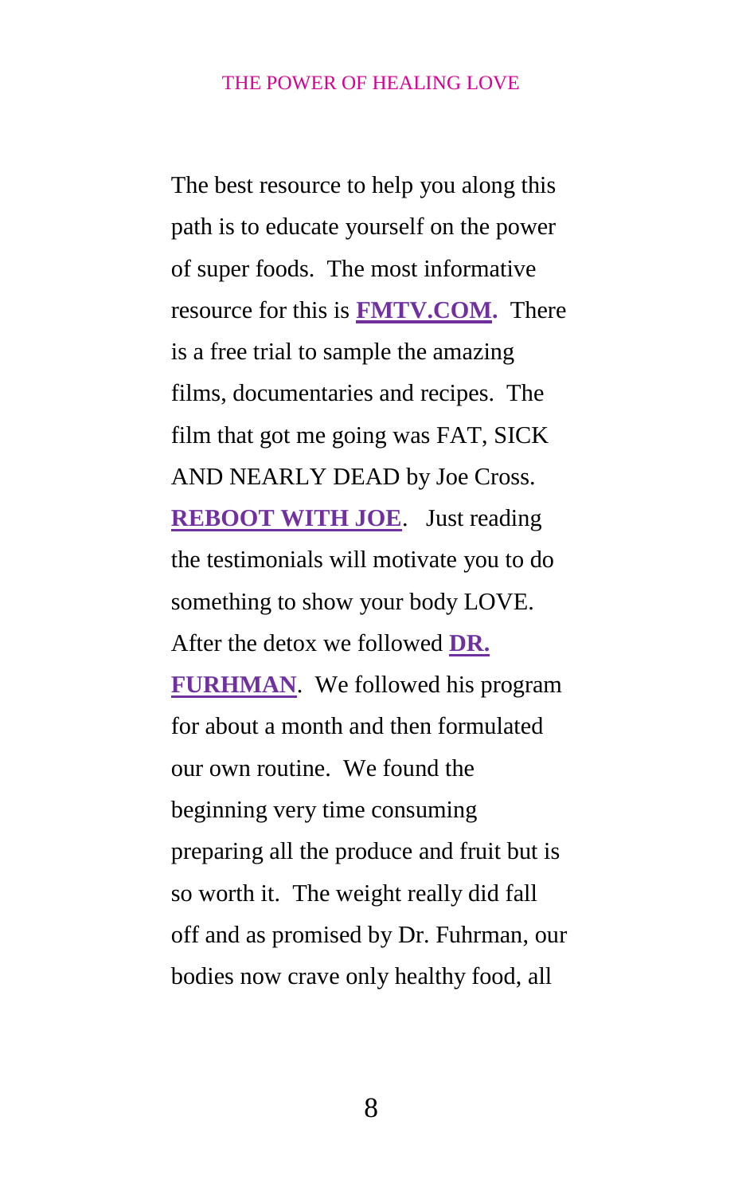The best resource to help you along this path is to educate yourself on the power of super foods. The most informative resource for this is **FMTV.COM.** There is a free trial to sample the amazing films, documentaries and recipes. The film that got me going was FAT, SICK AND NEARLY DEAD by Joe Cross. **REBOOT WITH JOE**. Just reading the testimonials will motivate you to do something to show your body LOVE. After the detox we followed **DR. FURHMAN**. We followed his program for about a month and then formulated our own routine. We found the beginning very time consuming preparing all the produce and fruit but is so worth it. The weight really did fall off and as promised by Dr. Fuhrman, our bodies now crave only healthy food, all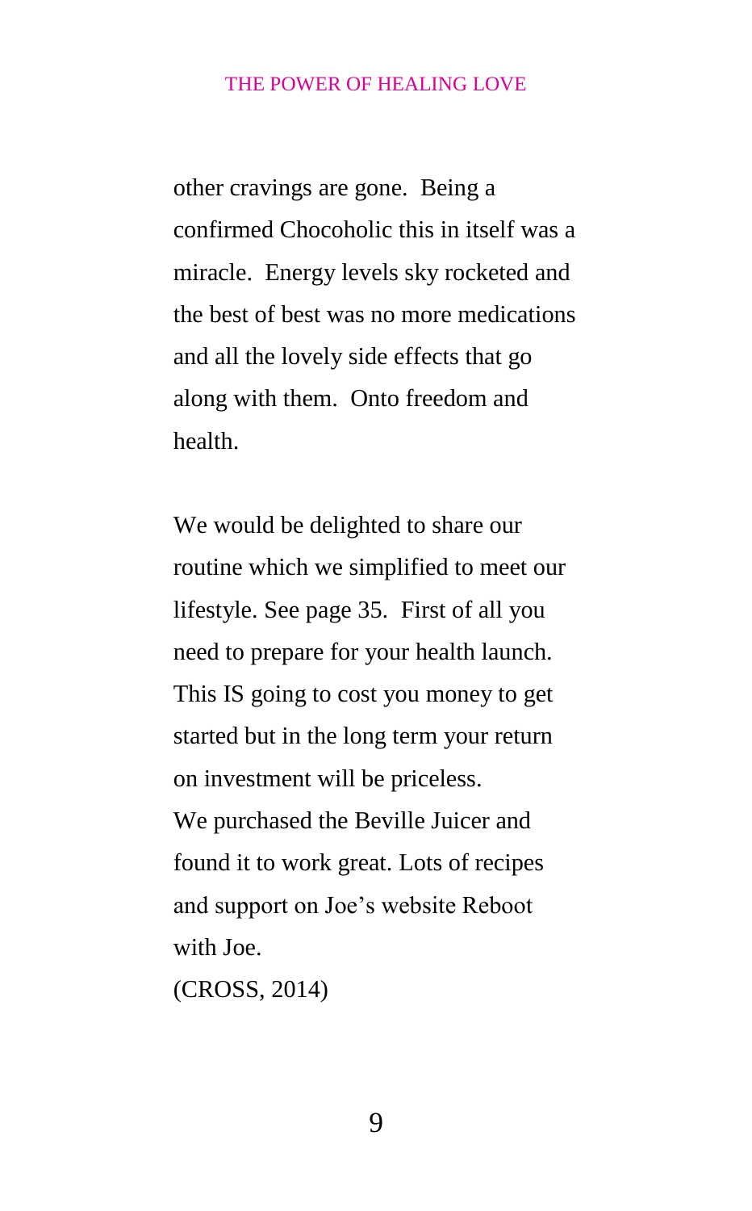other cravings are gone. Being a confirmed Chocoholic this in itself was a miracle. Energy levels sky rocketed and the best of best was no more medications and all the lovely side effects that go along with them. Onto freedom and health.

We would be delighted to share our routine which we simplified to meet our lifestyle. See page 35. First of all you need to prepare for your health launch. This IS going to cost you money to get started but in the long term your return on investment will be priceless.
We purchased the Beville Juicer and found it to work great. Lots of recipes and support on Joe's website Reboot with Joe.
(CROSS, 2014)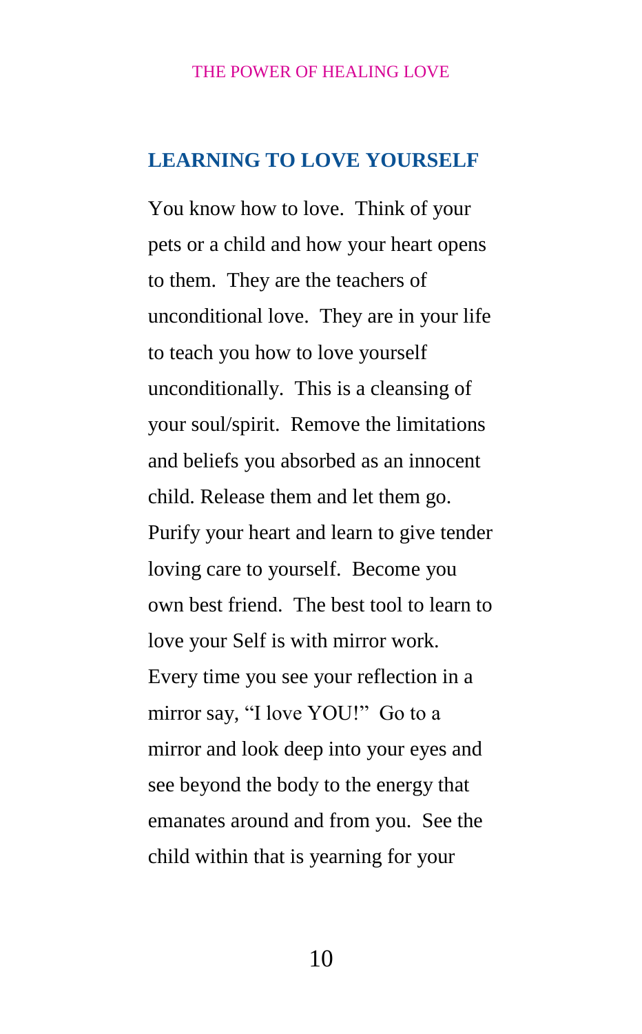## LEARNING TO LOVE YOURSELF

You know how to love. Think of your pets or a child and how your heart opens to them. They are the teachers of unconditional love. They are in your life to teach you how to love yourself unconditionally. This is a cleansing of your soul/spirit. Remove the limitations and beliefs you absorbed as an innocent child. Release them and let them go. Purify your heart and learn to give tender loving care to yourself. Become you own best friend. The best tool to learn to love your Self is with mirror work. Every time you see your reflection in a mirror say, "I love YOU!" Go to a mirror and look deep into your eyes and see beyond the body to the energy that emanates around and from you. See the child within that is yearning for your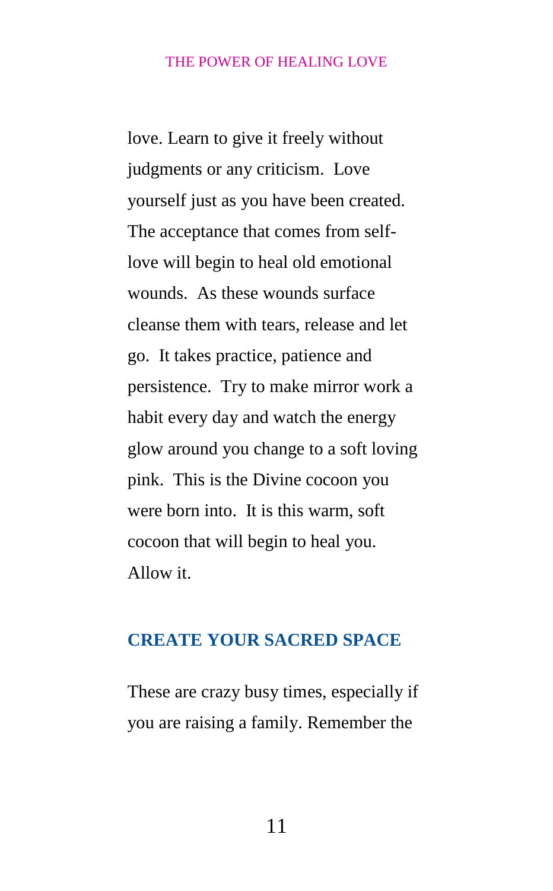love. Learn to give it freely without judgments or any criticism. Love yourself just as you have been created. The acceptance that comes from self-love will begin to heal old emotional wounds. As these wounds surface cleanse them with tears, release and let go. It takes practice, patience and persistence. Try to make mirror work a habit every day and watch the energy glow around you change to a soft loving pink. This is the Divine cocoon you were born into. It is this warm, soft cocoon that will begin to heal you. Allow it.

## CREATE YOUR SACRED SPACE

These are crazy busy times, especially if you are raising a family. Remember the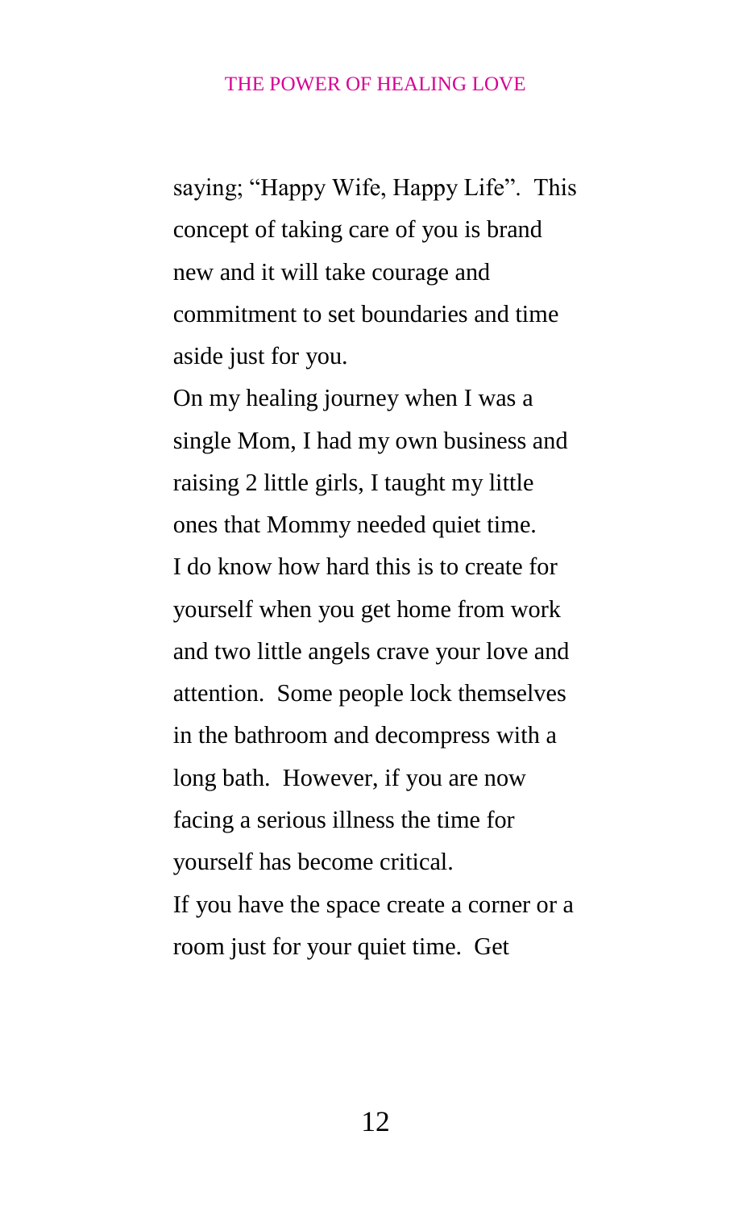saying; “Happy Wife, Happy Life”.  This concept of taking care of you is brand new and it will take courage and commitment to set boundaries and time aside just for you.

On my healing journey when I was a single Mom, I had my own business and raising 2 little girls, I taught my little ones that Mommy needed quiet time.

I do know how hard this is to create for yourself when you get home from work and two little angels crave your love and attention.  Some people lock themselves in the bathroom and decompress with a long bath.  However, if you are now facing a serious illness the time for yourself has become critical.

If you have the space create a corner or a room just for your quiet time.  Get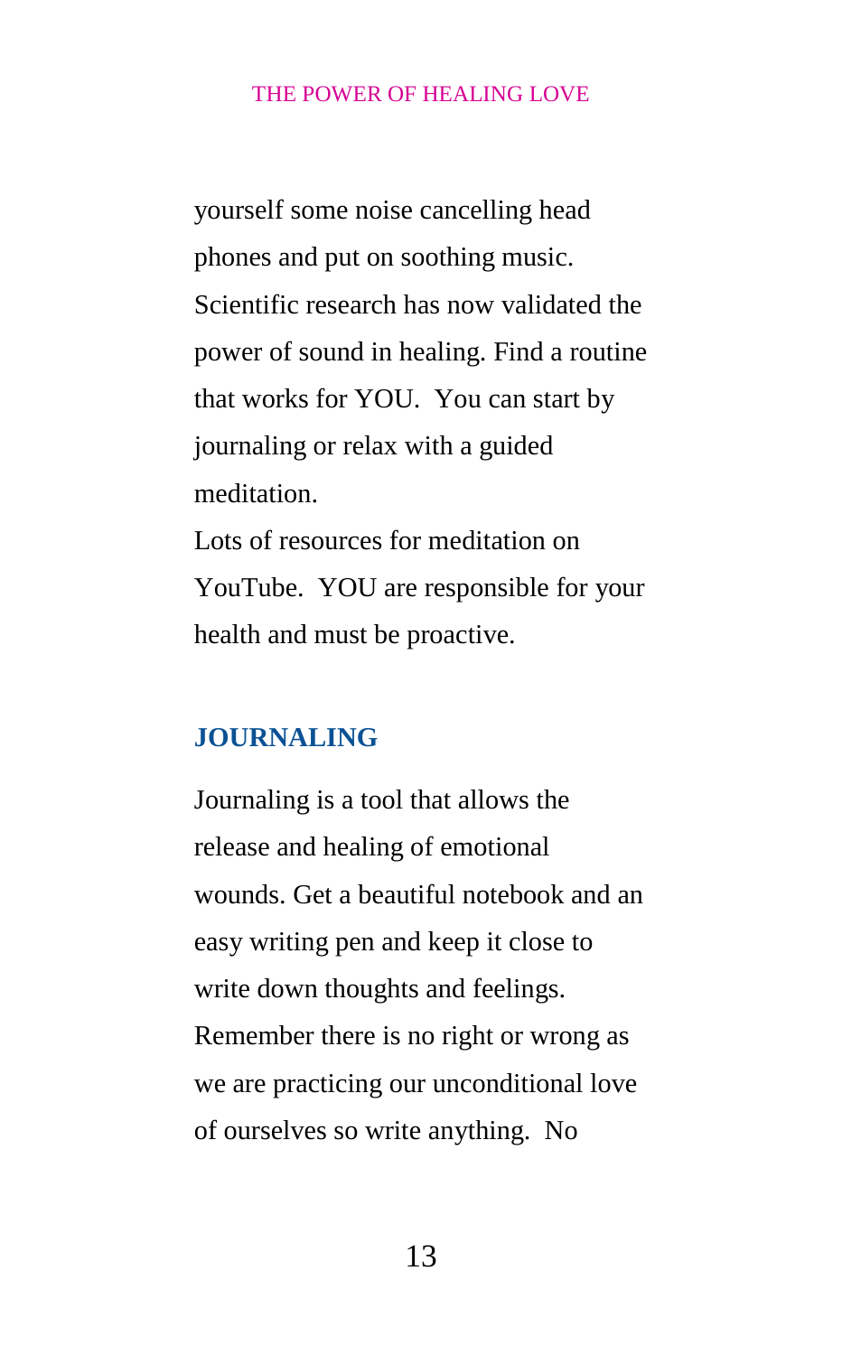yourself some noise cancelling head phones and put on soothing music. Scientific research has now validated the power of sound in healing. Find a routine that works for YOU.  You can start by journaling or relax with a guided meditation.

Lots of resources for meditation on YouTube.  YOU are responsible for your health and must be proactive.

## JOURNALING

Journaling is a tool that allows the release and healing of emotional wounds. Get a beautiful notebook and an easy writing pen and keep it close to write down thoughts and feelings. Remember there is no right or wrong as we are practicing our unconditional love of ourselves so write anything.  No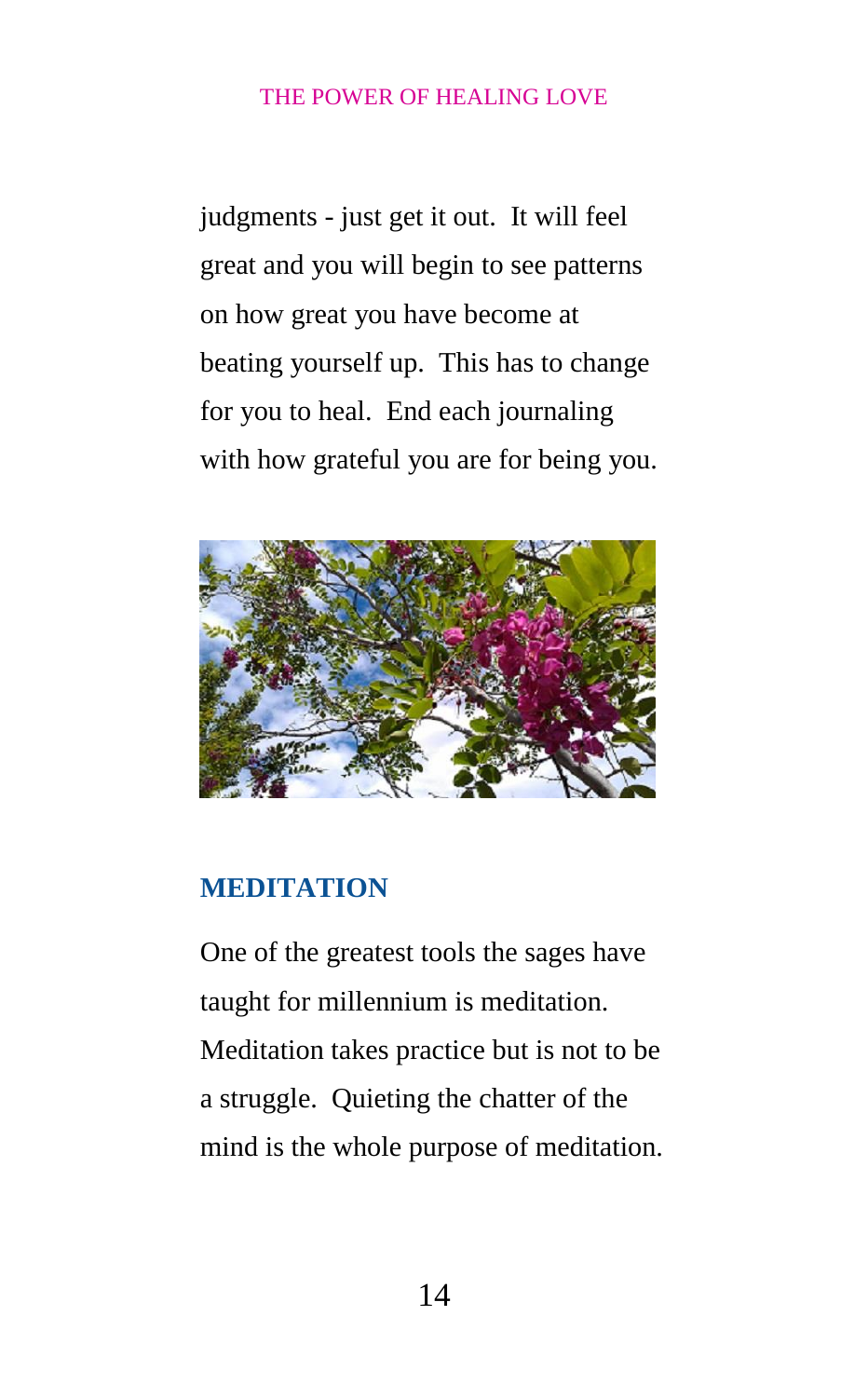judgments - just get it out.  It will feel great and you will begin to see patterns on how great you have become at beating yourself up.  This has to change for you to heal.  End each journaling with how grateful you are for being you.

## MEDITATION

One of the greatest tools the sages have taught for millennium is meditation. Meditation takes practice but is not to be a struggle.  Quieting the chatter of the mind is the whole purpose of meditation.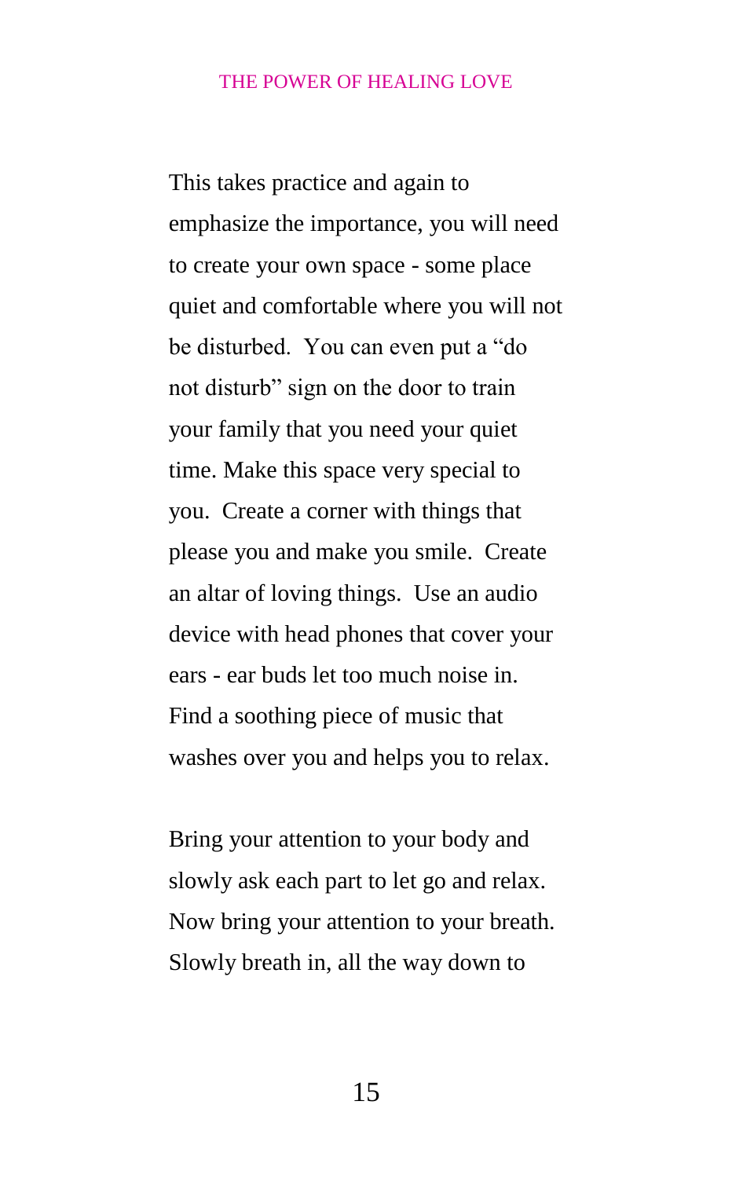This takes practice and again to emphasize the importance, you will need to create your own space - some place quiet and comfortable where you will not be disturbed.  You can even put a "do not disturb" sign on the door to train your family that you need your quiet time. Make this space very special to you.  Create a corner with things that please you and make you smile.  Create an altar of loving things.  Use an audio device with head phones that cover your ears - ear buds let too much noise in. Find a soothing piece of music that washes over you and helps you to relax.

Bring your attention to your body and slowly ask each part to let go and relax. Now bring your attention to your breath. Slowly breath in, all the way down to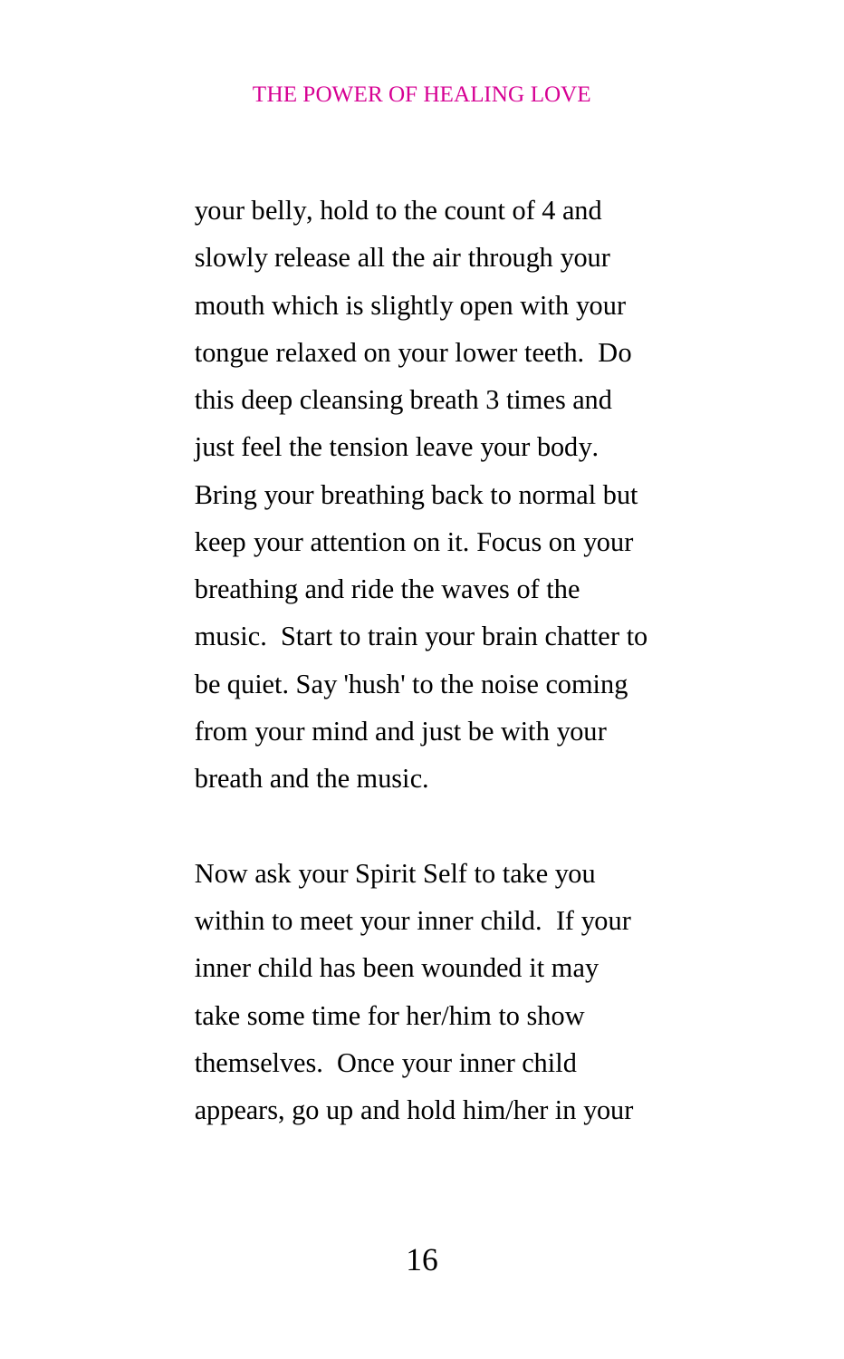your belly, hold to the count of 4 and slowly release all the air through your mouth which is slightly open with your tongue relaxed on your lower teeth. Do this deep cleansing breath 3 times and just feel the tension leave your body. Bring your breathing back to normal but keep your attention on it. Focus on your breathing and ride the waves of the music. Start to train your brain chatter to be quiet. Say 'hush' to the noise coming from your mind and just be with your breath and the music.

Now ask your Spirit Self to take you within to meet your inner child. If your inner child has been wounded it may take some time for her/him to show themselves. Once your inner child appears, go up and hold him/her in your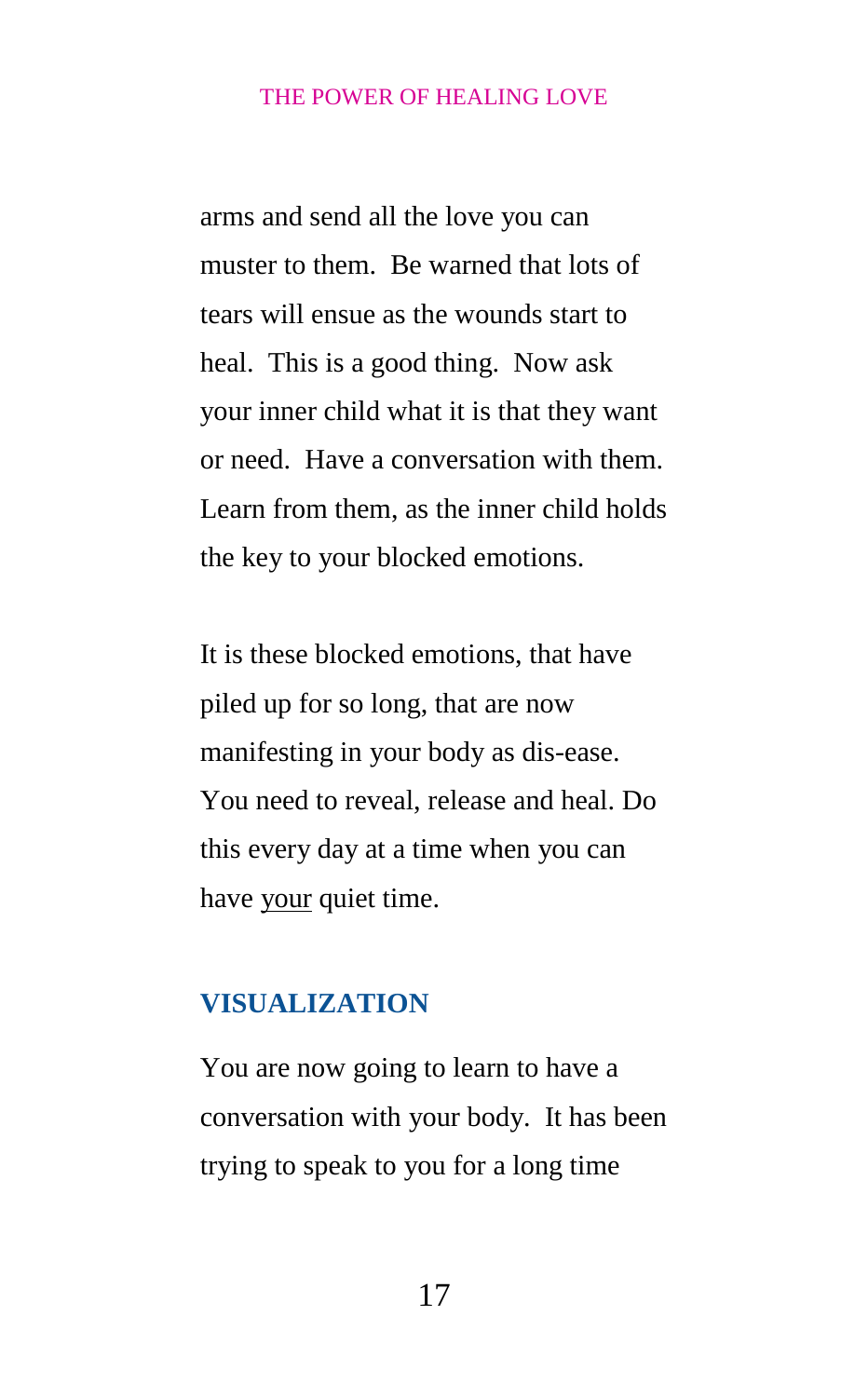arms and send all the love you can muster to them. Be warned that lots of tears will ensue as the wounds start to heal. This is a good thing. Now ask your inner child what it is that they want or need. Have a conversation with them. Learn from them, as the inner child holds the key to your blocked emotions.

It is these blocked emotions, that have piled up for so long, that are now manifesting in your body as dis-ease. You need to reveal, release and heal. Do this every day at a time when you can have <u>your</u> quiet time.

## VISUALIZATION

You are now going to learn to have a conversation with your body. It has been trying to speak to you for a long time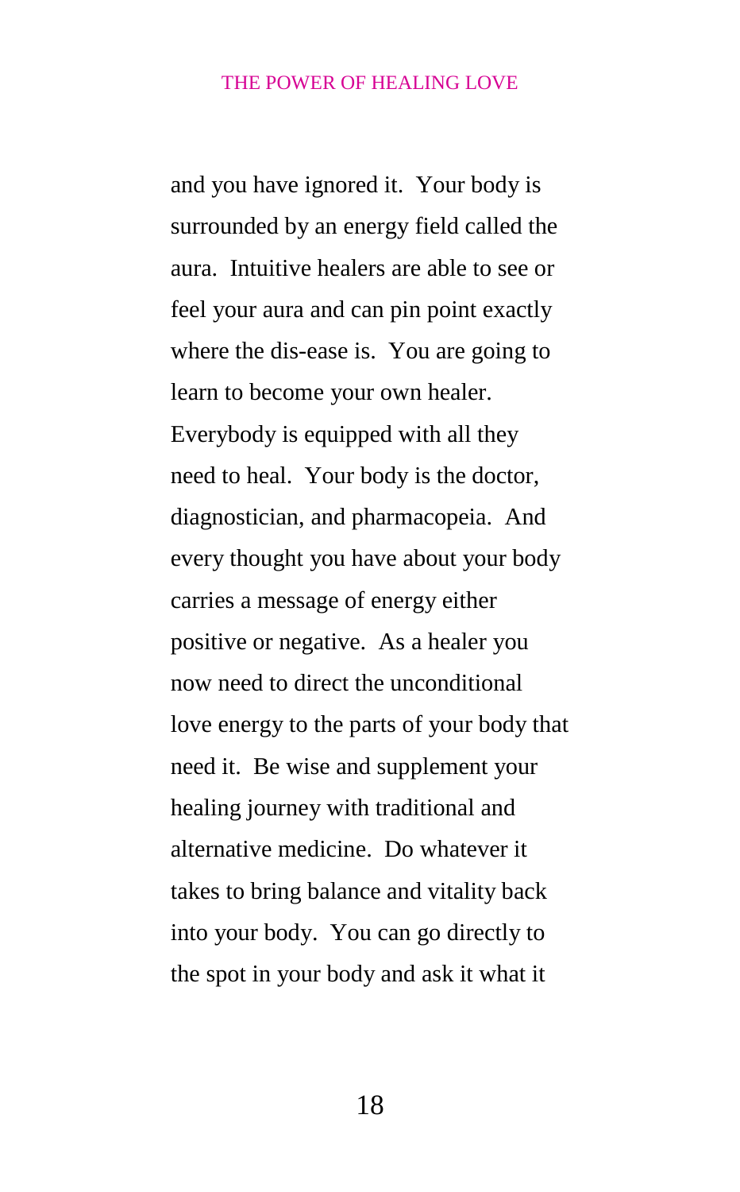and you have ignored it. Your body is surrounded by an energy field called the aura. Intuitive healers are able to see or feel your aura and can pin point exactly where the dis-ease is. You are going to learn to become your own healer. Everybody is equipped with all they need to heal. Your body is the doctor, diagnostician, and pharmacopeia. And every thought you have about your body carries a message of energy either positive or negative. As a healer you now need to direct the unconditional love energy to the parts of your body that need it. Be wise and supplement your healing journey with traditional and alternative medicine. Do whatever it takes to bring balance and vitality back into your body. You can go directly to the spot in your body and ask it what it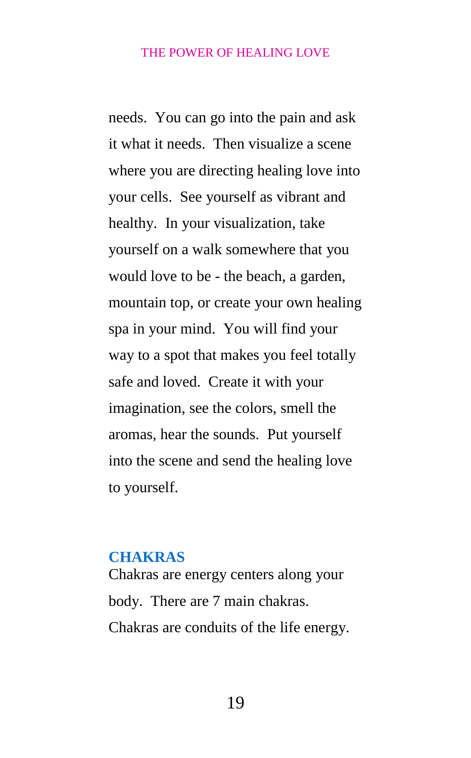needs. You can go into the pain and ask it what it needs. Then visualize a scene where you are directing healing love into your cells. See yourself as vibrant and healthy. In your visualization, take yourself on a walk somewhere that you would love to be - the beach, a garden, mountain top, or create your own healing spa in your mind. You will find your way to a spot that makes you feel totally safe and loved. Create it with your imagination, see the colors, smell the aromas, hear the sounds. Put yourself into the scene and send the healing love to yourself.

## CHAKRAS

Chakras are energy centers along your body. There are 7 main chakras. Chakras are conduits of the life energy.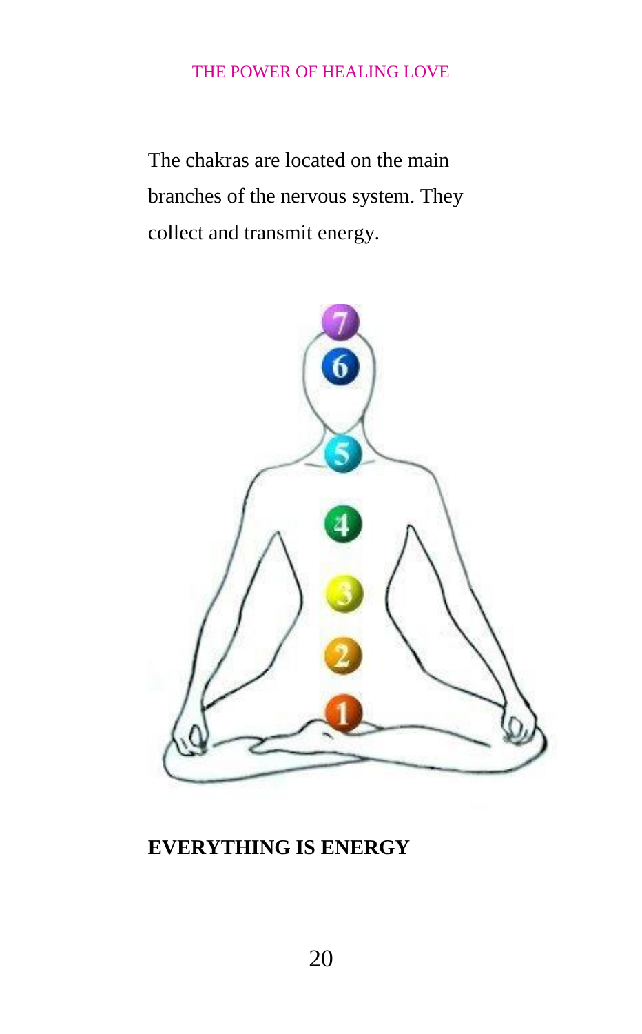The chakras are located on the main branches of the nervous system. They collect and transmit energy.

**EVERYTHING IS ENERGY**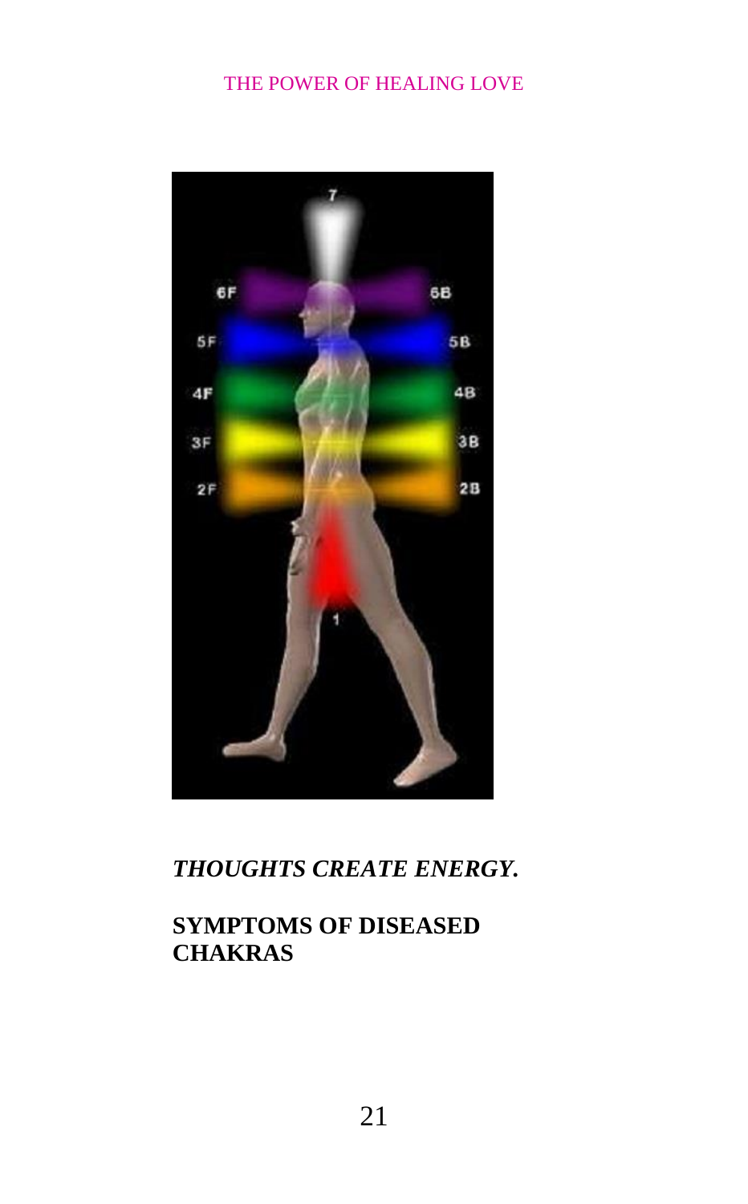*THOUGHTS CREATE ENERGY.*

**SYMPTOMS OF DISEASED CHAKRAS**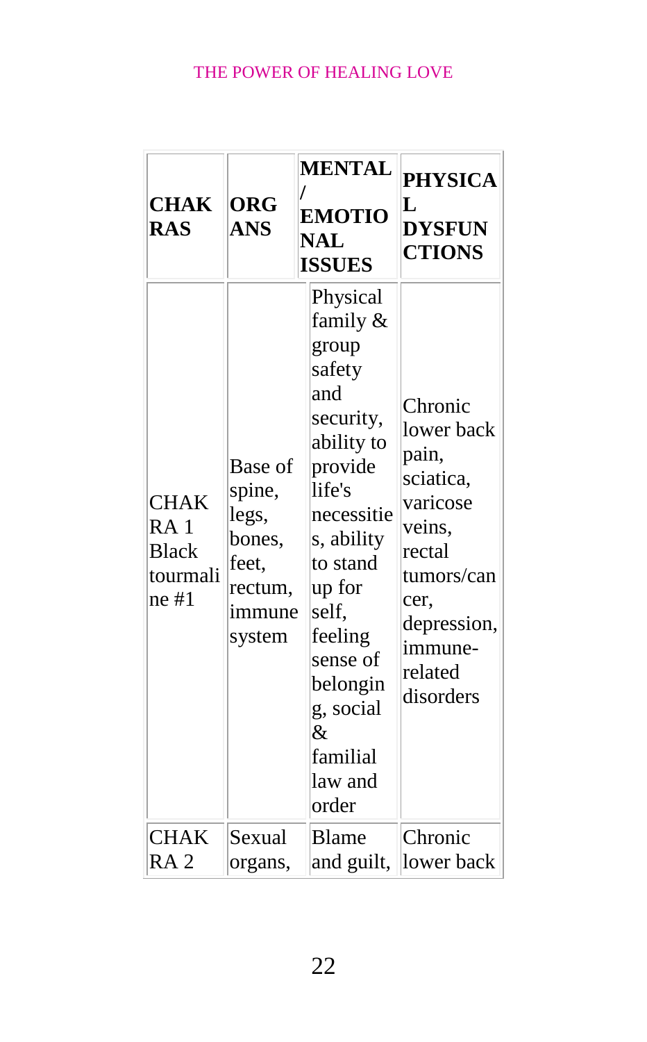| CHAKRAS | ORGANS | MENTAL / EMOTIONAL ISSUES | PHYSICAL DYSFUNCTIONS |
|---|---|---|---|
| CHAKRA 1 Black tourmaline #1 | Base of spine, legs, bones, feet, rectum, immune system | Physical family & group safety and security, ability to provide life's necessities, ability to stand up for self, feeling sense of belonging, social & familial law and order | Chronic lower back pain, sciatica, varicose veins, rectal tumors/cancer, depression, immune-related disorders |
| CHAKRA 2 | Sexual organs, | Blame and guilt, | Chronic lower back |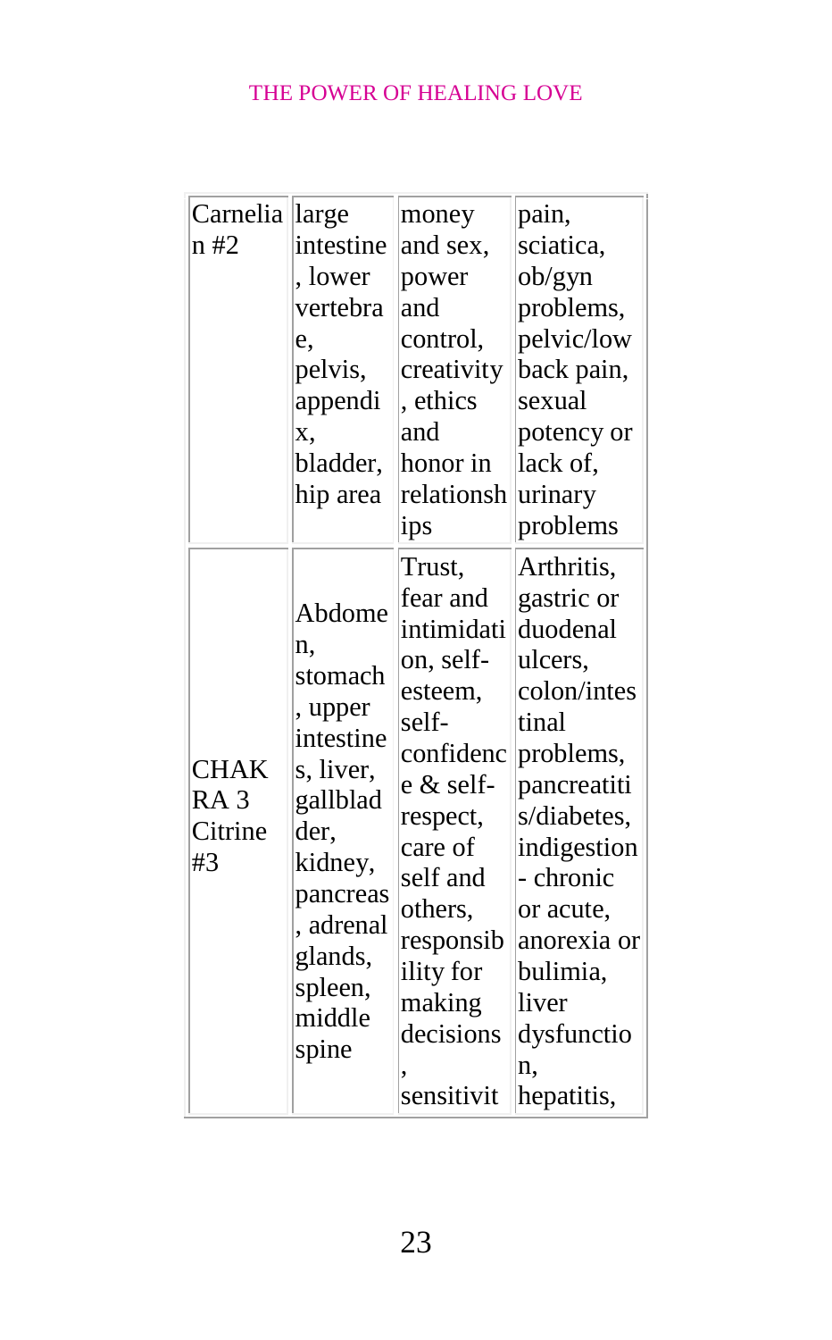| Carnelian #2 | large intestine, lower vertebrae, pelvis, appendix, bladder, hip area | money and sex, power and control, creativity, ethics and honor in relationships | pain, sciatica, ob/gyn problems, pelvic/low back pain, sexual potency or lack of, urinary problems |
|---|---|---|---|
| CHAKRA 3 Citrine #3 | Abdomen, stomach, upper intestines, liver, gallbladder, kidney, pancreas, adrenal glands, spleen, middle spine | Trust, fear and intimidation, self-esteem, self-confidence & self-respect, care of self and others, responsibility for making decisions, sensitivit | Arthritis, gastric or duodenal ulcers, colon/intestinal problems, pancreatitis/diabetes, indigestion - chronic or acute, anorexia or bulimia, liver dysfunction, hepatitis, |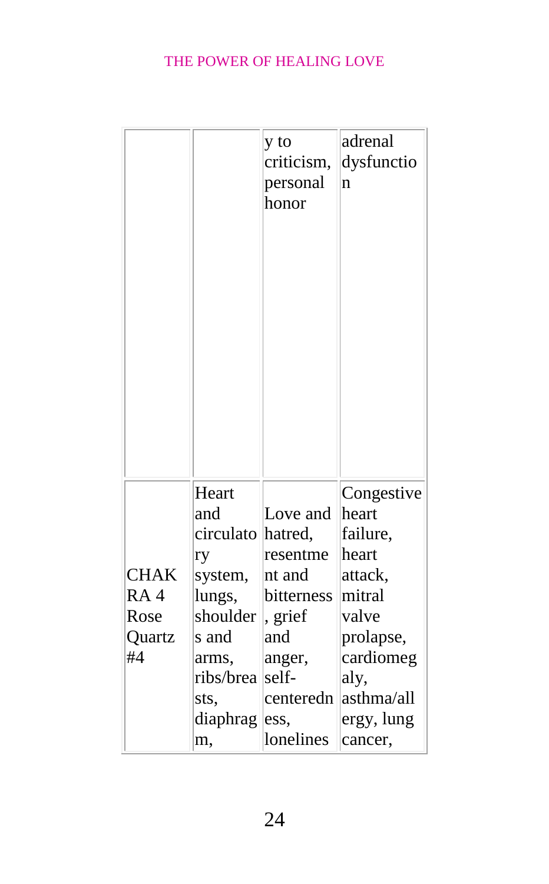| | | | |
|---|---|---|---|
| | | y to criticism, personal honor | adrenal dysfunction |
| CHAKRA 4 Rose Quartz #4 | Heart and circulatory system, lungs, shoulders and arms, ribs/breasts, diaphragm, | Love and hatred, resentment and bitterness, grief and anger, self-centeredness, loneliness | Congestive heart failure, heart attack, mitral valve prolapse, cardiomegaly, asthma/allergy, lung cancer, |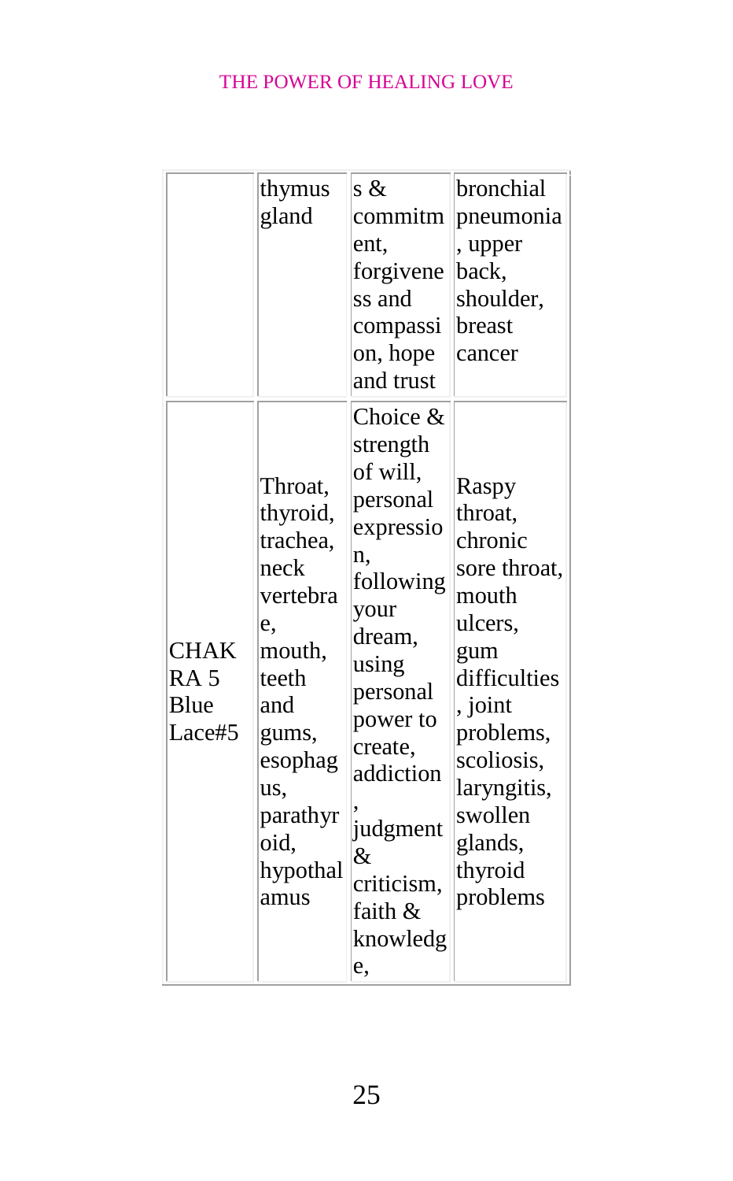| | | | |
|---|---|---|---|
| | thymus gland | s & commitment, forgiveness and compassion, hope and trust | bronchial pneumonia, upper back, shoulder, breast cancer |
| CHAKRA 5 Blue Lace#5 | Throat, thyroid, trachea, neck vertebrae, mouth, teeth and gums, esophagus, parathyroid, hypothalamus | Choice & strength of will, personal expression, following your dream, using personal power to create, addiction, judgment & criticism, faith & knowledge, | Raspy throat, chronic sore throat, mouth ulcers, gum difficulties, joint problems, scoliosis, laryngitis, swollen glands, thyroid problems |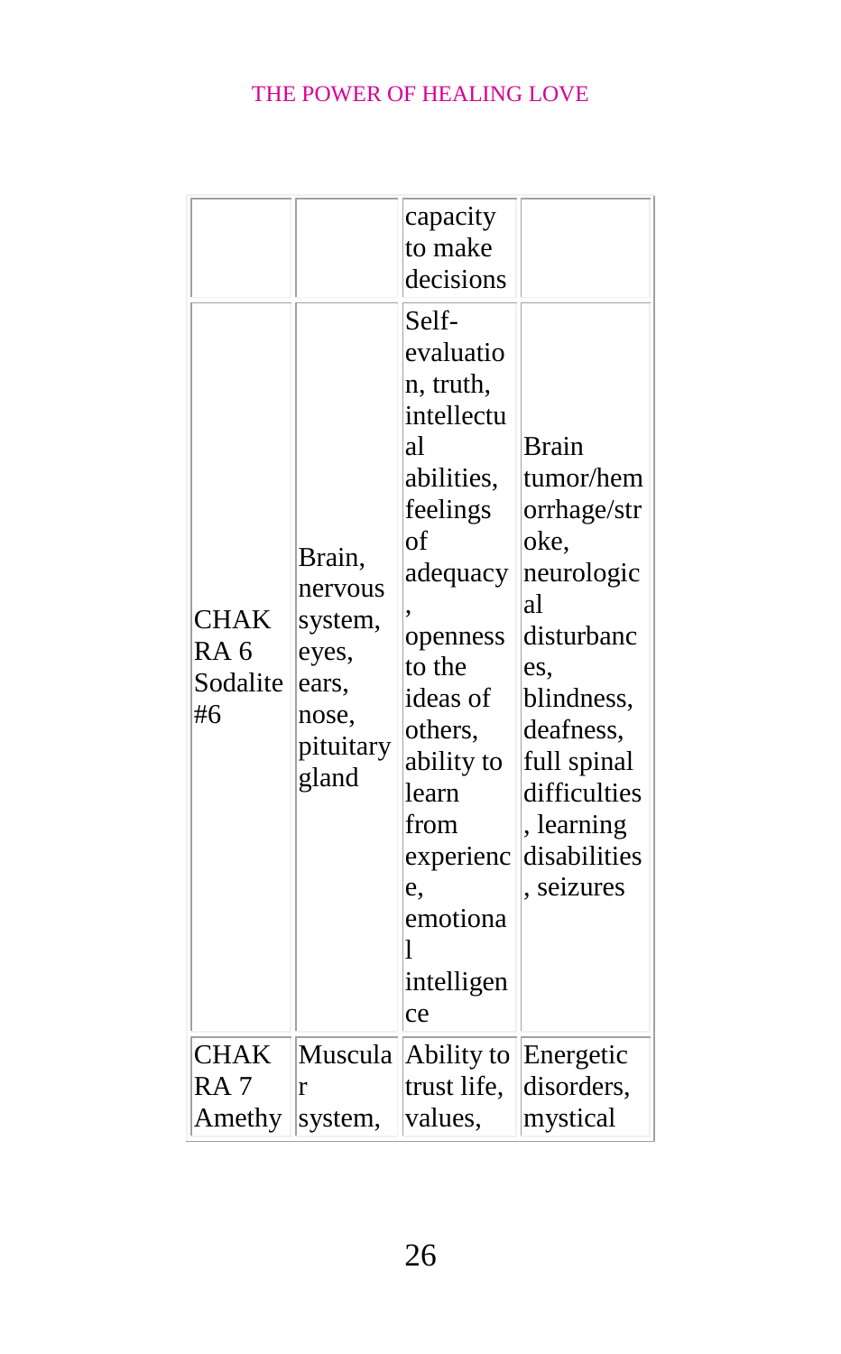| | | | |
|---|---|---|---|
| | | capacity to make decisions | |
| CHAKRA 6 Sodalite #6 | Brain, nervous system, eyes, ears, nose, pituitary gland | Self-evaluation, truth, intellectual abilities, feelings of adequacy, openness to the ideas of others, ability to learn from experience, emotional intelligence | Brain tumor/hemorrhage/stroke, neurological disturbances, blindness, deafness, full spinal difficulties, learning disabilities, seizures |
| CHAKRA 7 Amethy | Muscular system, | Ability to trust life, values, | Energetic disorders, mystical |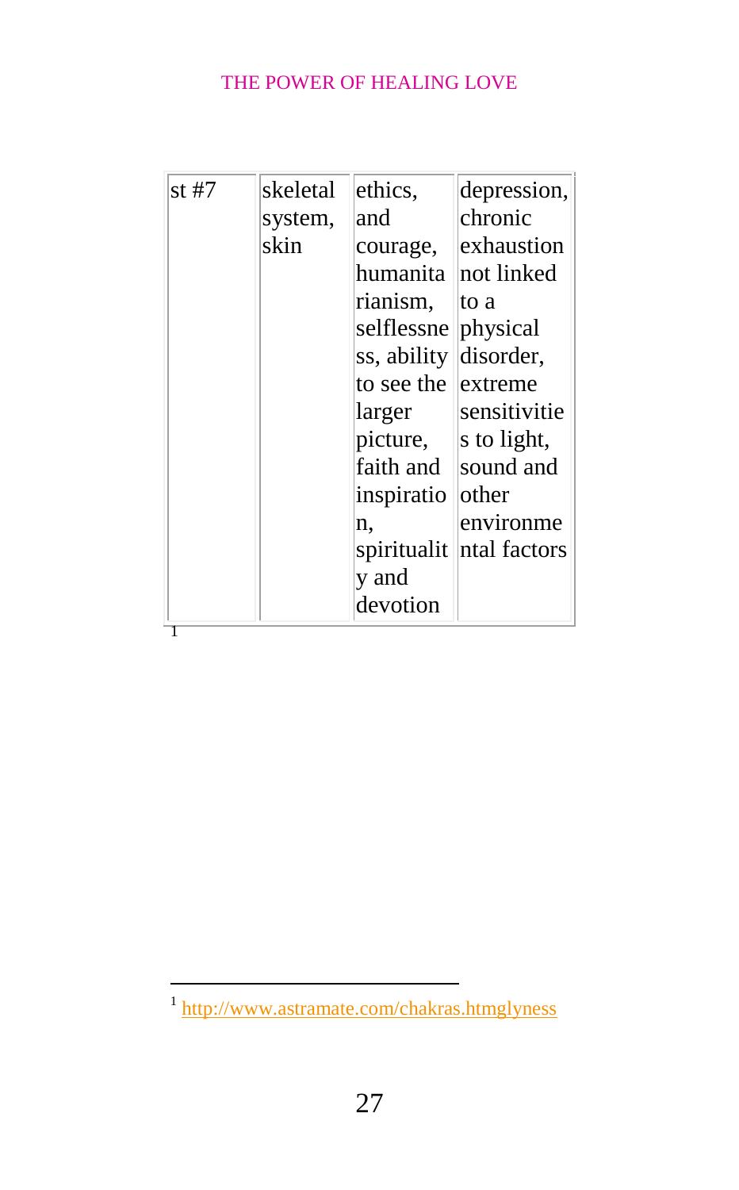| st #7 | skeletal system, skin | ethics, and courage, humanitarianism, selflessness, ability to see the larger picture, faith and inspiration, spirituality and devotion | depression, chronic exhaustion not linked to a physical disorder, extreme sensitivities to light, sound and other environmental factors |
|---|---|---|---|

[1]

---

[1] http://www.astramate.com/chakras.htmglyness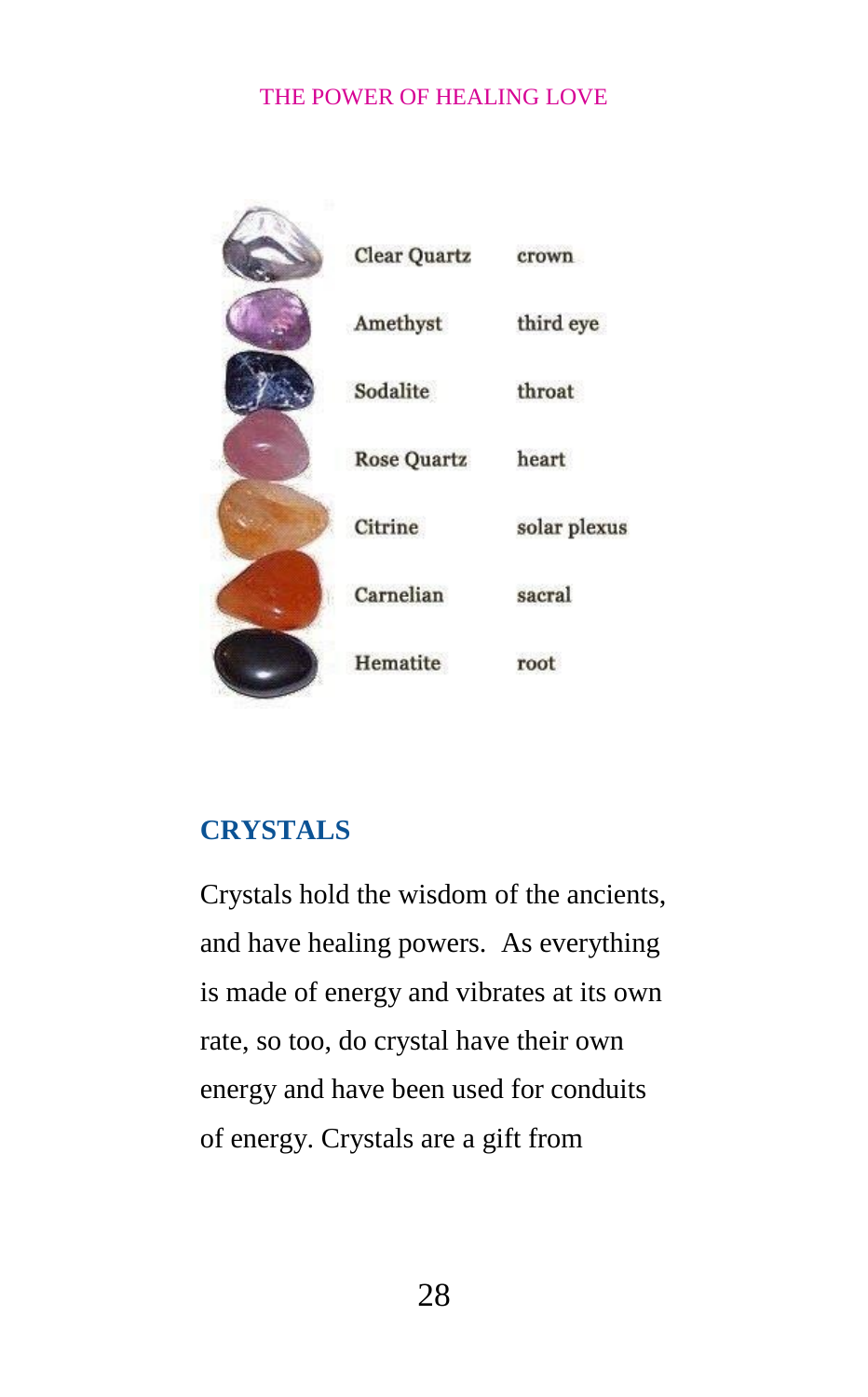| Clear Quartz | crown |
|---|---|
| Amethyst | third eye |
| Sodalite | throat |
| Rose Quartz | heart |
| Citrine | solar plexus |
| Carnelian | sacral |
| Hematite | root |

## CRYSTALS

Crystals hold the wisdom of the ancients, and have healing powers. As everything is made of energy and vibrates at its own rate, so too, do crystal have their own energy and have been used for conduits of energy. Crystals are a gift from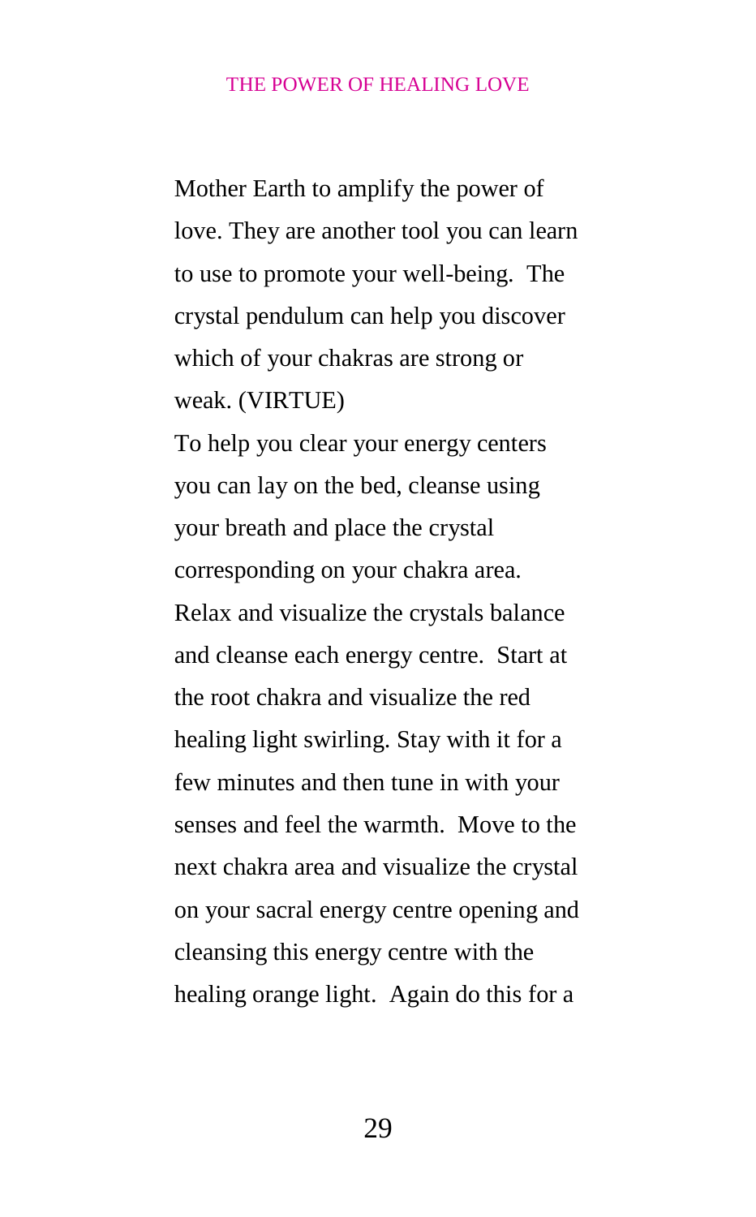Mother Earth to amplify the power of love. They are another tool you can learn to use to promote your well-being. The crystal pendulum can help you discover which of your chakras are strong or weak. (VIRTUE)

To help you clear your energy centers you can lay on the bed, cleanse using your breath and place the crystal corresponding on your chakra area. Relax and visualize the crystals balance and cleanse each energy centre. Start at the root chakra and visualize the red healing light swirling. Stay with it for a few minutes and then tune in with your senses and feel the warmth. Move to the next chakra area and visualize the crystal on your sacral energy centre opening and cleansing this energy centre with the healing orange light. Again do this for a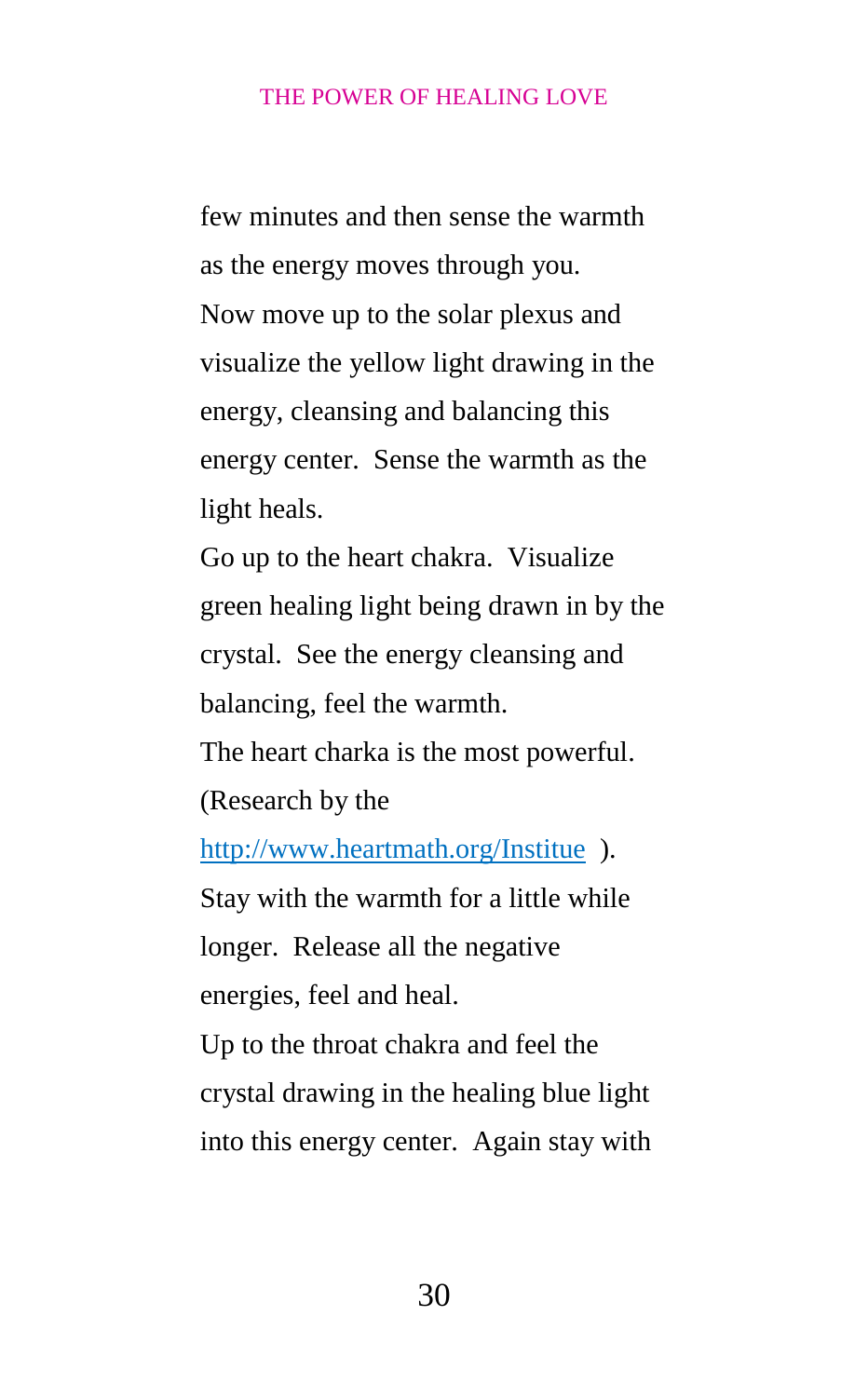few minutes and then sense the warmth as the energy moves through you.

Now move up to the solar plexus and visualize the yellow light drawing in the energy, cleansing and balancing this energy center. Sense the warmth as the light heals.

Go up to the heart chakra. Visualize green healing light being drawn in by the crystal. See the energy cleansing and balancing, feel the warmth.

The heart charka is the most powerful. (Research by the [http://www.heartmath.org/Institue](http://www.heartmath.org/Institue) ).

Stay with the warmth for a little while longer. Release all the negative energies, feel and heal.

Up to the throat chakra and feel the crystal drawing in the healing blue light into this energy center. Again stay with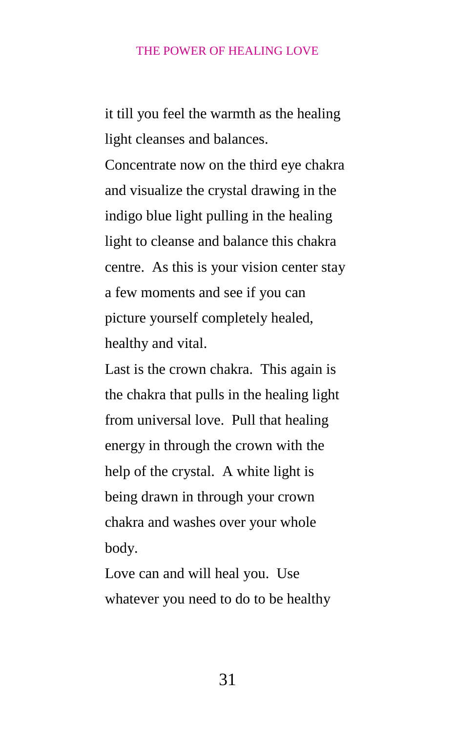it till you feel the warmth as the healing light cleanses and balances.

Concentrate now on the third eye chakra and visualize the crystal drawing in the indigo blue light pulling in the healing light to cleanse and balance this chakra centre.  As this is your vision center stay a few moments and see if you can picture yourself completely healed, healthy and vital.

Last is the crown chakra.  This again is the chakra that pulls in the healing light from universal love.  Pull that healing energy in through the crown with the help of the crystal.  A white light is being drawn in through your crown chakra and washes over your whole body.

Love can and will heal you.  Use whatever you need to do to be healthy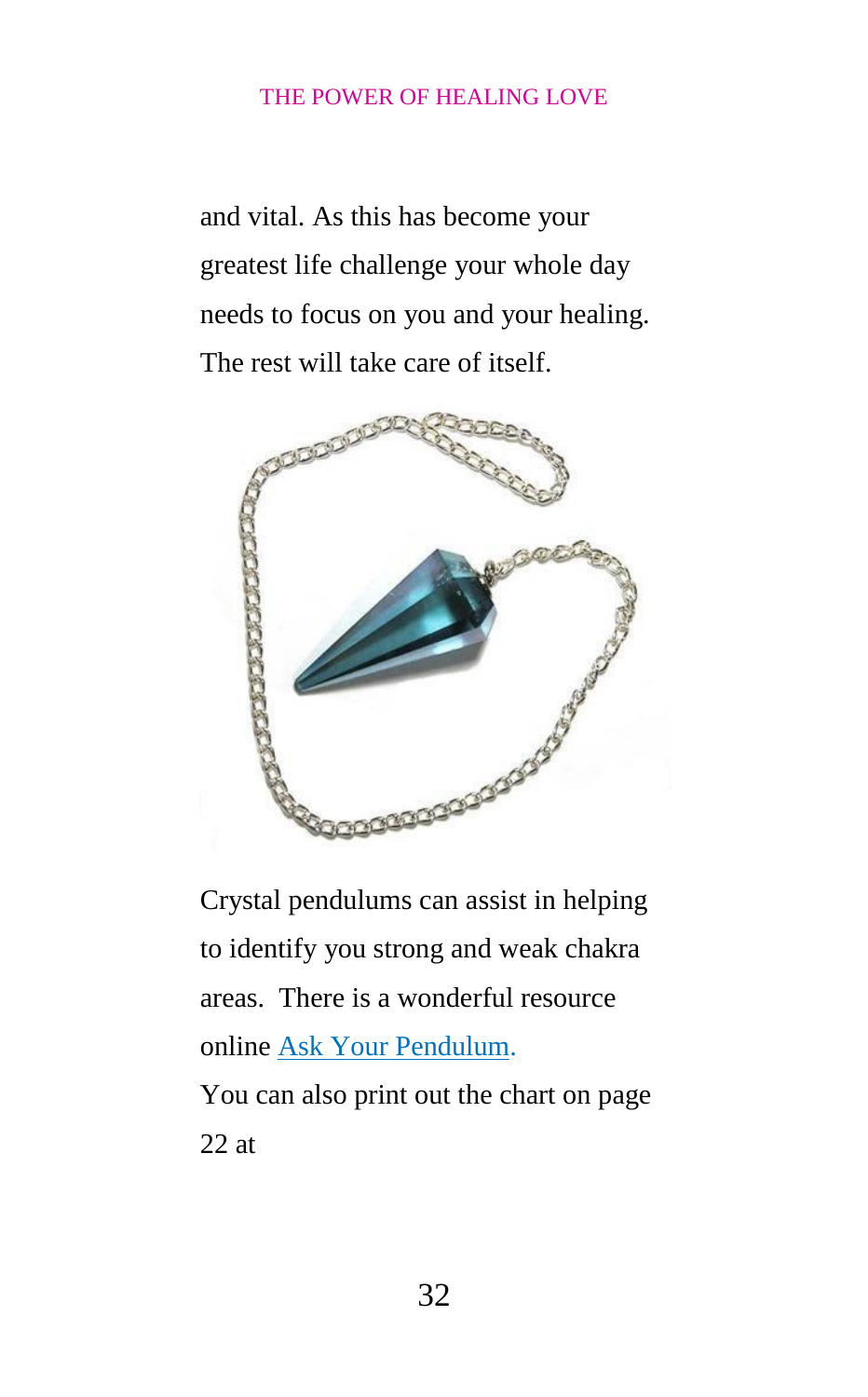and vital. As this has become your greatest life challenge your whole day needs to focus on you and your healing. The rest will take care of itself.

Crystal pendulums can assist in helping to identify you strong and weak chakra areas. There is a wonderful resource online Ask Your Pendulum.

You can also print out the chart on page 22 at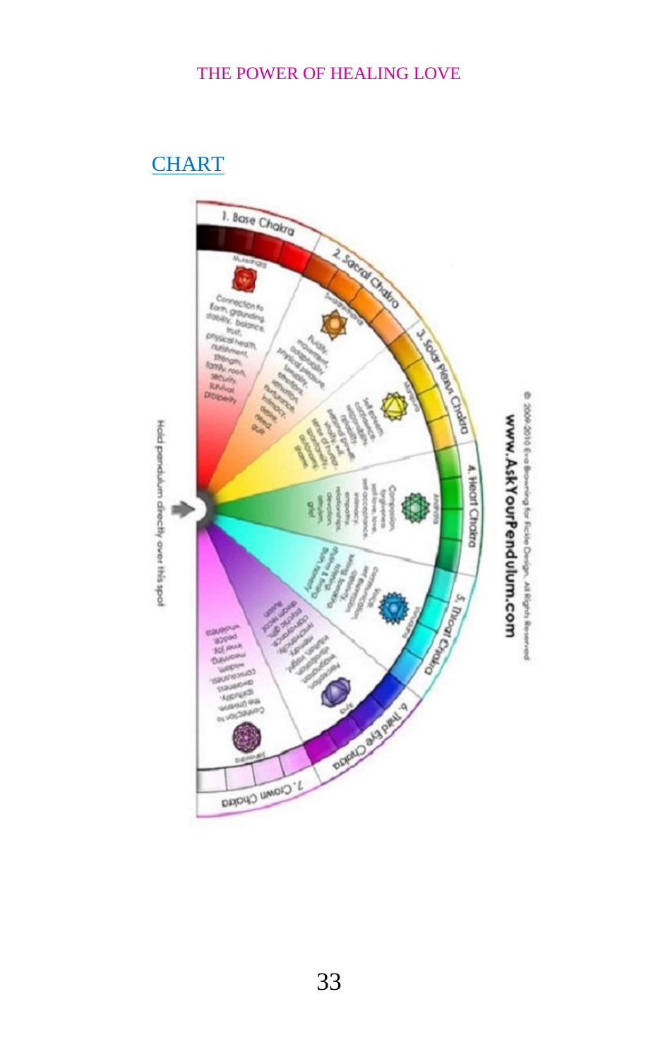## CHART

1. Base Chakra

Muladhara

Connection to Earth, grounding, stability, balance, trust, physical health, nurturance, strength, family, roots, security, survival, prosperity

2. Sacral Chakra

Swadhisthana

Fluidity, movement, adaptability, physical pleasure, sexuality, emotions, sensation, intimacy, desire, need, guilt

3. Solar Plexus Chakra

Manipura

Self esteem, confidence, responsibility, reliability, personal power, vitality of mind, sense of humor, spontaneity, autonomy, shame

4. Heart Chakra

Anahata

Compassion, forgiveness, self-love, love, self acceptance, empathy, relationships, devotion, altruism, grief

5. Throat Chakra

Vishuddha

Communication, self expression, listening, creativity, rhythm & timing, truth, honesty

6. Third Eye Chakra

Ajna

Perception, imagination, intuition, insight, mentality, clairvoyance, psychic gifts, dream recall, fusion

7. Crown Chakra

Sahasrara

Connection to the Universe, spirituality, awareness, consciousness, wisdom, meaning, inner joy, peace, oneness

Hold pendulum directly over this spot

© 2009-2010 Eva Browning for Fickle Design, All Rights Reserved

www.AskYourPendulum.com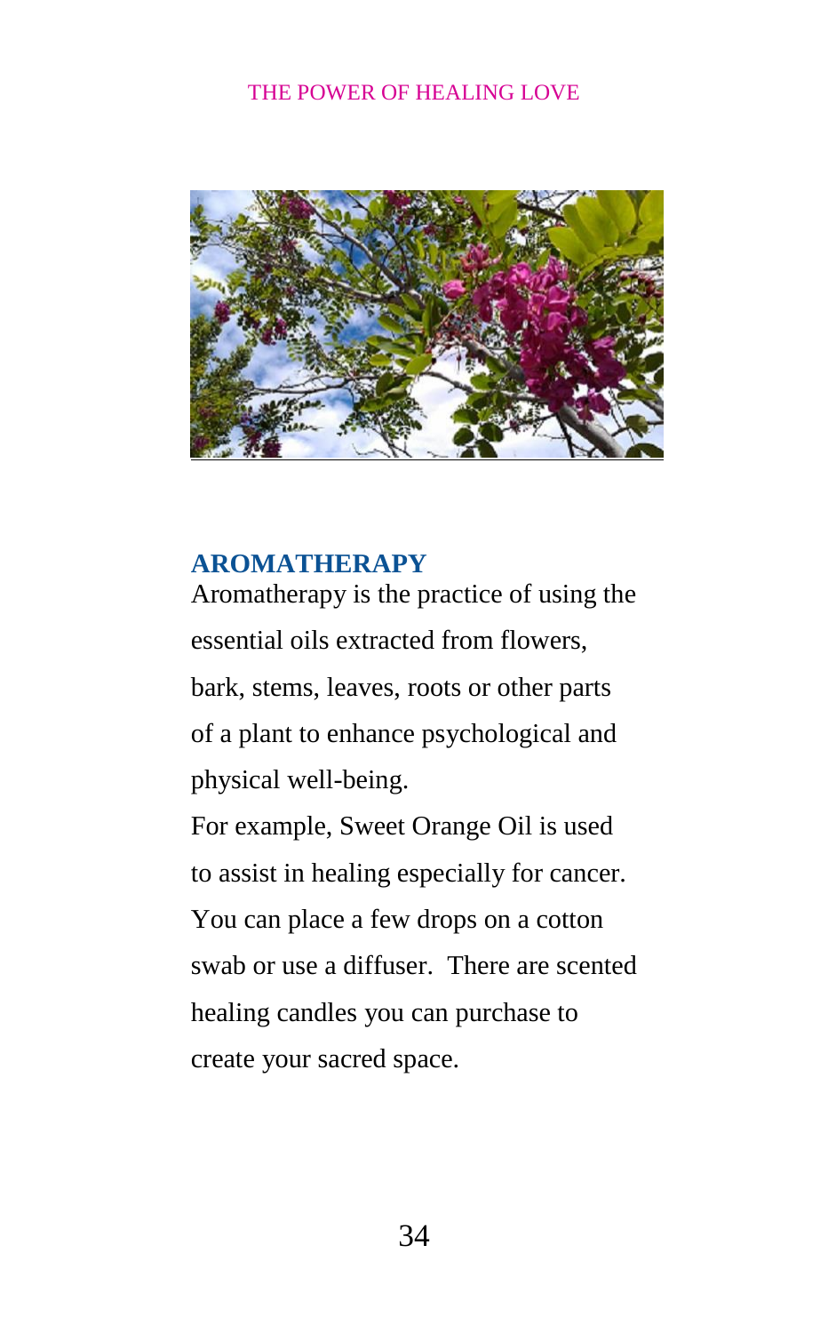## AROMATHERAPY

Aromatherapy is the practice of using the essential oils extracted from flowers, bark, stems, leaves, roots or other parts of a plant to enhance psychological and physical well-being.

For example, Sweet Orange Oil is used to assist in healing especially for cancer. You can place a few drops on a cotton swab or use a diffuser. There are scented healing candles you can purchase to create your sacred space.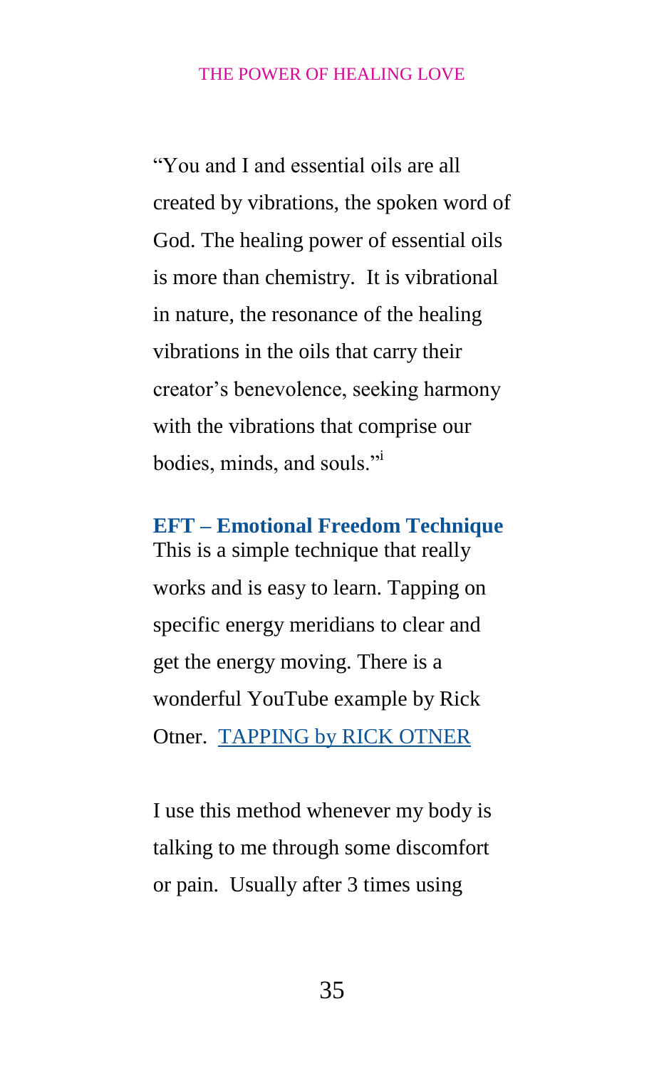"You and I and essential oils are all created by vibrations, the spoken word of God. The healing power of essential oils is more than chemistry. It is vibrational in nature, the resonance of the healing vibrations in the oils that carry their creator's benevolence, seeking harmony with the vibrations that comprise our bodies, minds, and souls."[i]

### EFT – Emotional Freedom Technique

This is a simple technique that really works and is easy to learn. Tapping on specific energy meridians to clear and get the energy moving. There is a wonderful YouTube example by Rick Otner. TAPPING by RICK OTNER

I use this method whenever my body is talking to me through some discomfort or pain. Usually after 3 times using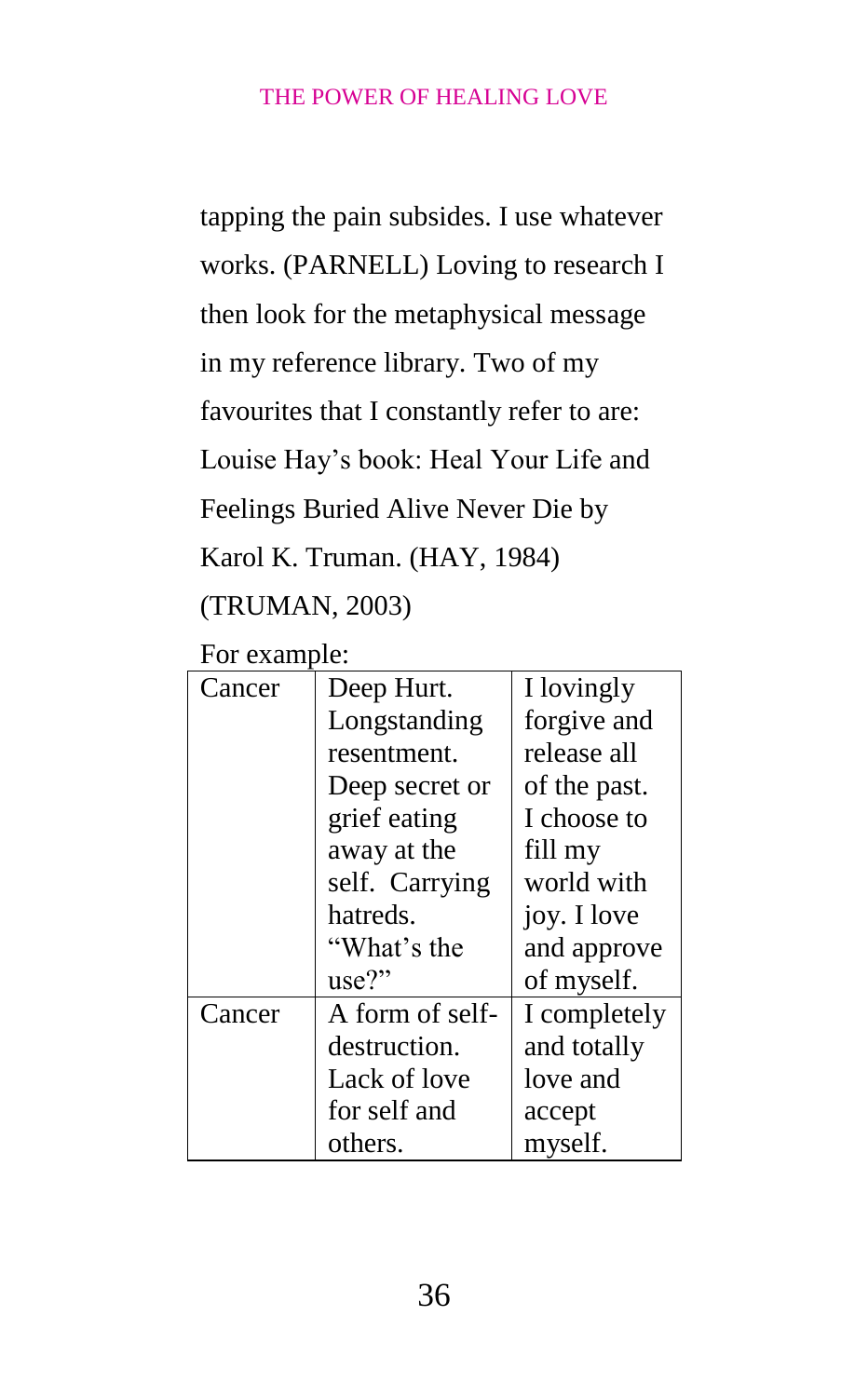tapping the pain subsides. I use whatever works. (PARNELL) Loving to research I then look for the metaphysical message in my reference library. Two of my favourites that I constantly refer to are: Louise Hay's book: Heal Your Life and Feelings Buried Alive Never Die by Karol K. Truman. (HAY, 1984) (TRUMAN, 2003)

For example:

| Cancer | Deep Hurt. Longstanding resentment. Deep secret or grief eating away at the self. Carrying hatreds. "What's the use?" | I lovingly forgive and release all of the past. I choose to fill my world with joy. I love and approve of myself. |
|---|---|---|
| Cancer | A form of self-destruction. Lack of love for self and others. | I completely and totally love and accept myself. |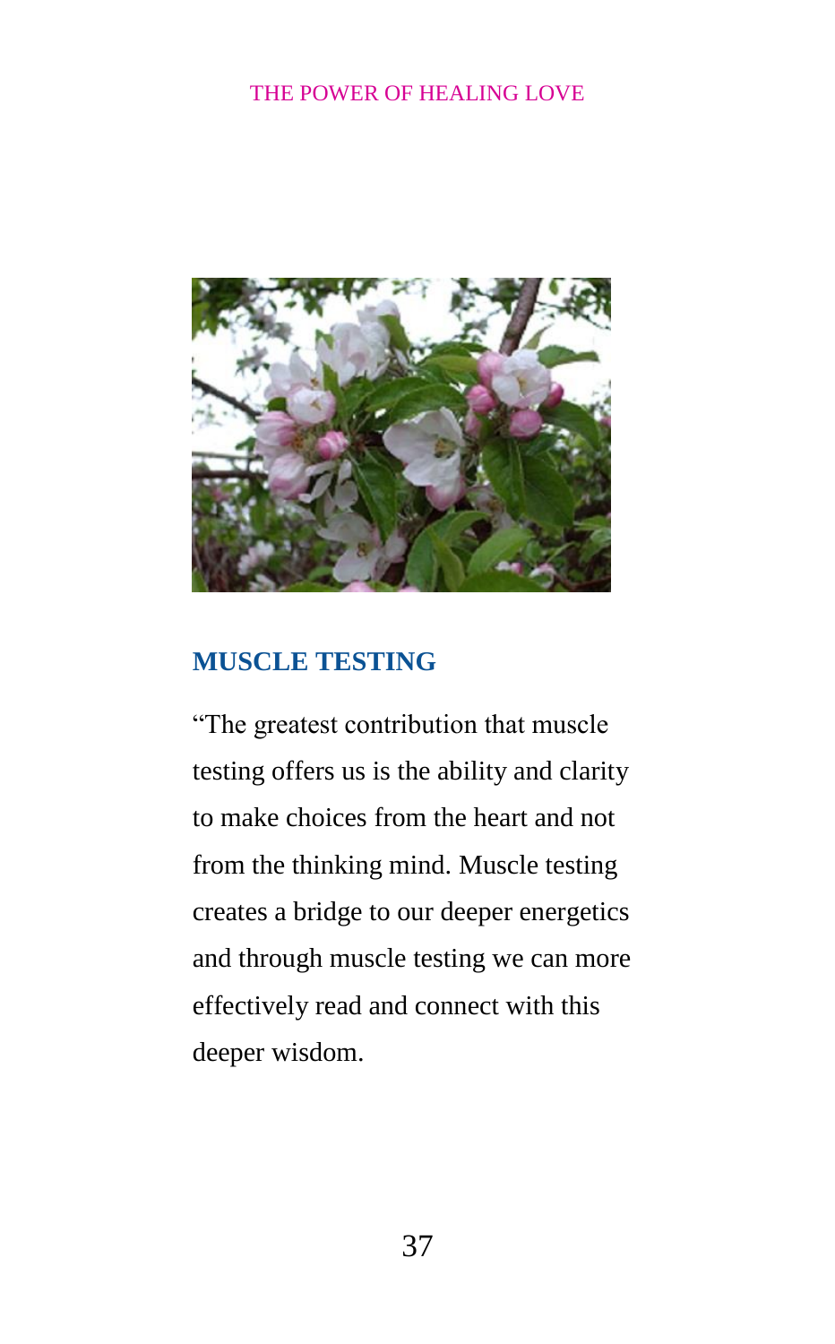## MUSCLE TESTING

"The greatest contribution that muscle testing offers us is the ability and clarity to make choices from the heart and not from the thinking mind. Muscle testing creates a bridge to our deeper energetics and through muscle testing we can more effectively read and connect with this deeper wisdom.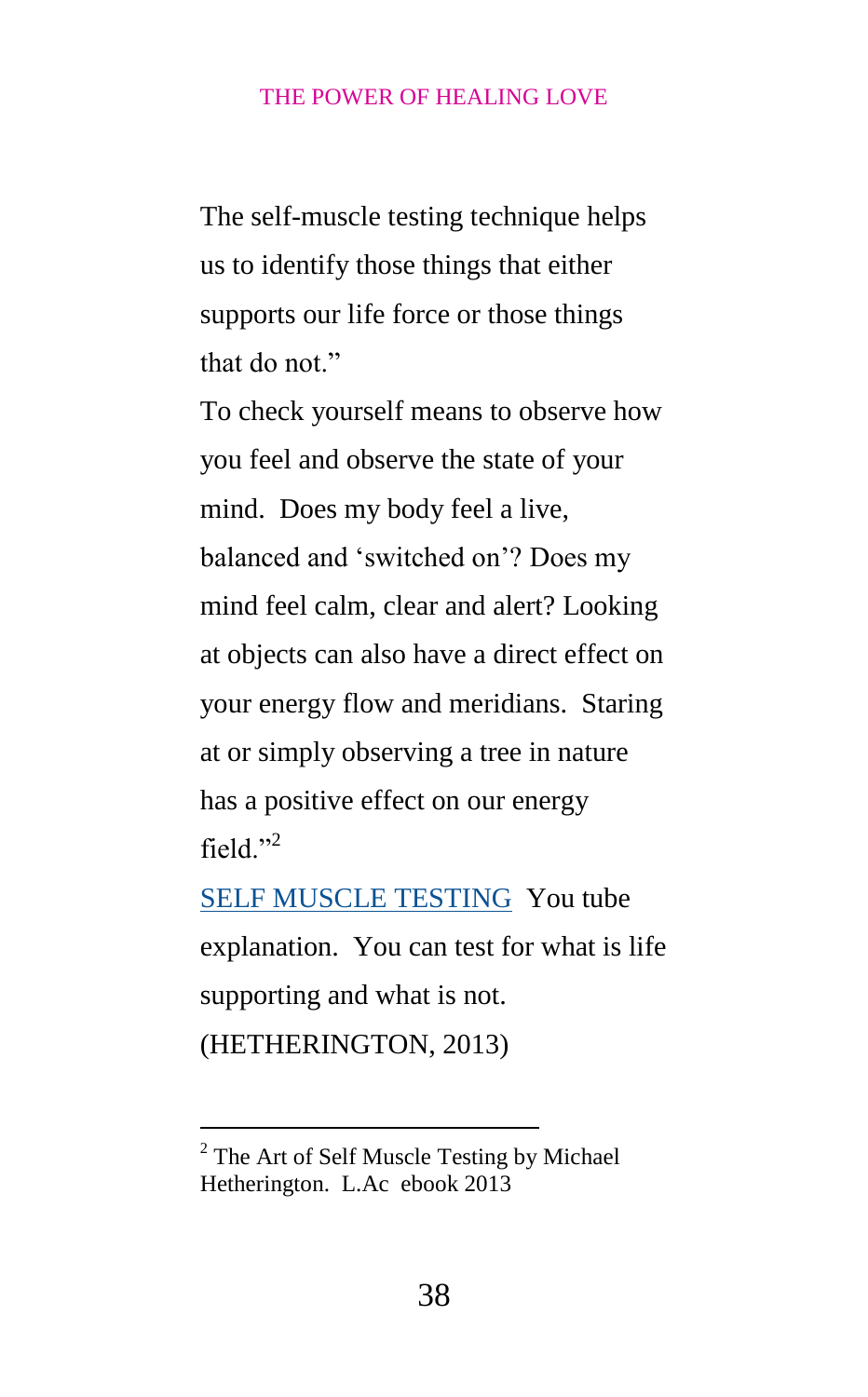The self-muscle testing technique helps us to identify those things that either supports our life force or those things that do not."

To check yourself means to observe how you feel and observe the state of your mind. Does my body feel a live, balanced and 'switched on'? Does my mind feel calm, clear and alert? Looking at objects can also have a direct effect on your energy flow and meridians. Staring at or simply observing a tree in nature has a positive effect on our energy field."[2]

SELF MUSCLE TESTING You tube explanation. You can test for what is life supporting and what is not. (HETHERINGTON, 2013)

---

[2] The Art of Self Muscle Testing by Michael Hetherington. L.Ac ebook 2013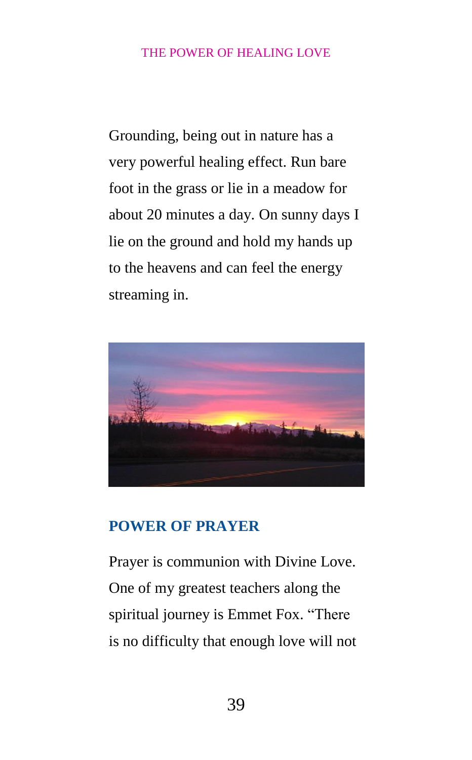Grounding, being out in nature has a very powerful healing effect. Run bare foot in the grass or lie in a meadow for about 20 minutes a day. On sunny days I lie on the ground and hold my hands up to the heavens and can feel the energy streaming in.

## POWER OF PRAYER

Prayer is communion with Divine Love. One of my greatest teachers along the spiritual journey is Emmet Fox. "There is no difficulty that enough love will not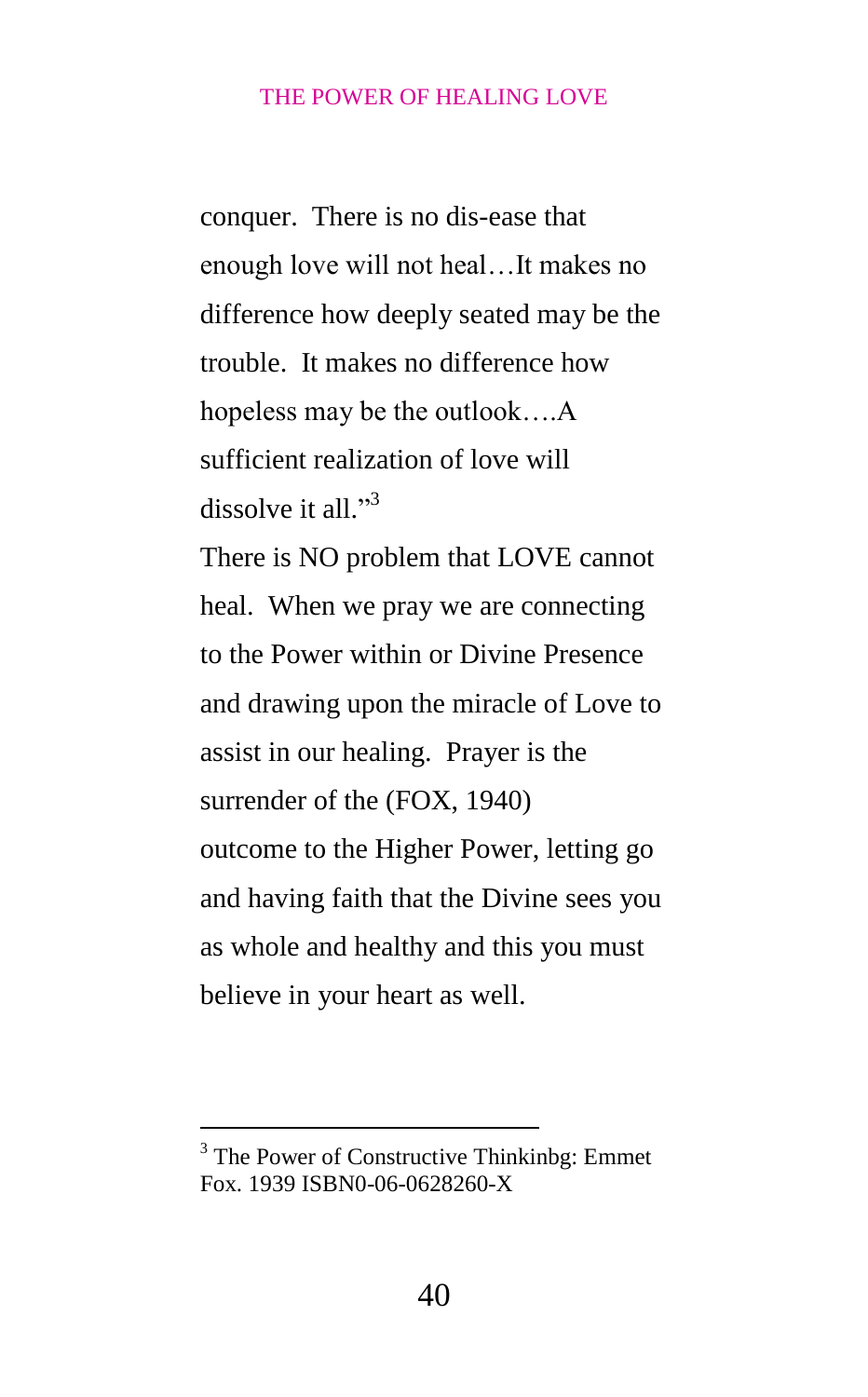conquer. There is no dis-ease that enough love will not heal…It makes no difference how deeply seated may be the trouble. It makes no difference how hopeless may be the outlook….A sufficient realization of love will dissolve it all."[3]

There is NO problem that LOVE cannot heal. When we pray we are connecting to the Power within or Divine Presence and drawing upon the miracle of Love to assist in our healing. Prayer is the surrender of the (FOX, 1940) outcome to the Higher Power, letting go and having faith that the Divine sees you as whole and healthy and this you must believe in your heart as well.

---

[3] The Power of Constructive Thinkinbg: Emmet Fox. 1939 ISBN0-06-0628260-X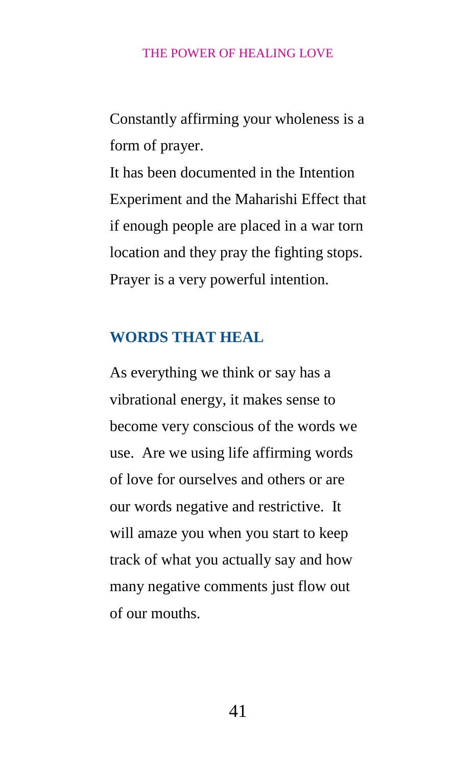Constantly affirming your wholeness is a form of prayer.

It has been documented in the Intention Experiment and the Maharishi Effect that if enough people are placed in a war torn location and they pray the fighting stops. Prayer is a very powerful intention.

## WORDS THAT HEAL

As everything we think or say has a vibrational energy, it makes sense to become very conscious of the words we use.  Are we using life affirming words of love for ourselves and others or are our words negative and restrictive.  It will amaze you when you start to keep track of what you actually say and how many negative comments just flow out of our mouths.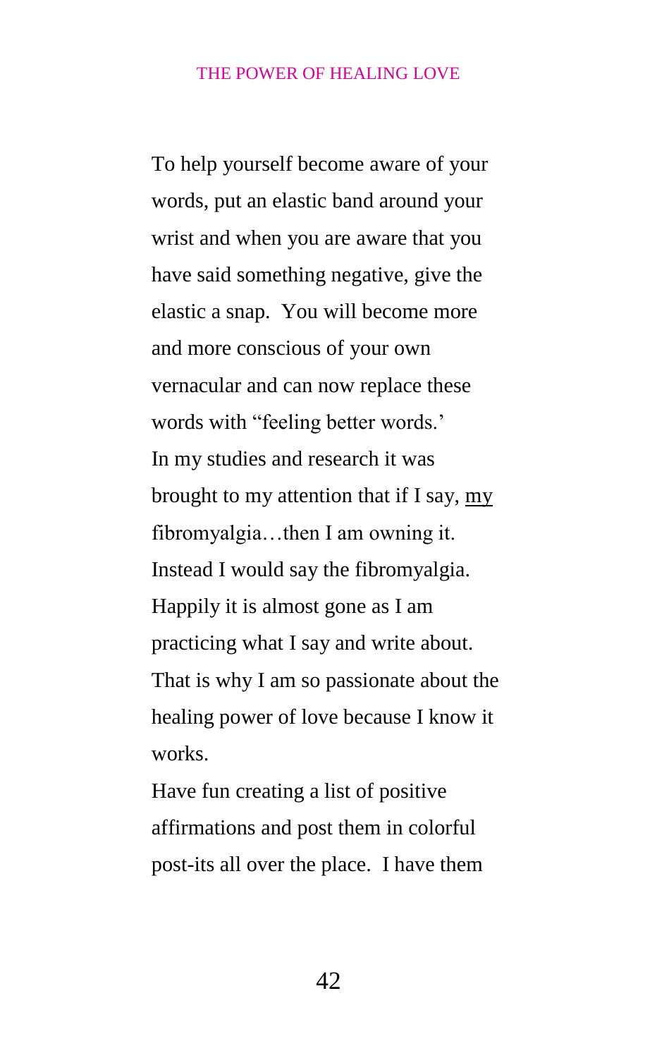To help yourself become aware of your words, put an elastic band around your wrist and when you are aware that you have said something negative, give the elastic a snap. You will become more and more conscious of your own vernacular and can now replace these words with "feeling better words.'

In my studies and research it was brought to my attention that if I say, <u>my</u> fibromyalgia…then I am owning it. Instead I would say the fibromyalgia. Happily it is almost gone as I am practicing what I say and write about. That is why I am so passionate about the healing power of love because I know it works.

Have fun creating a list of positive affirmations and post them in colorful post-its all over the place. I have them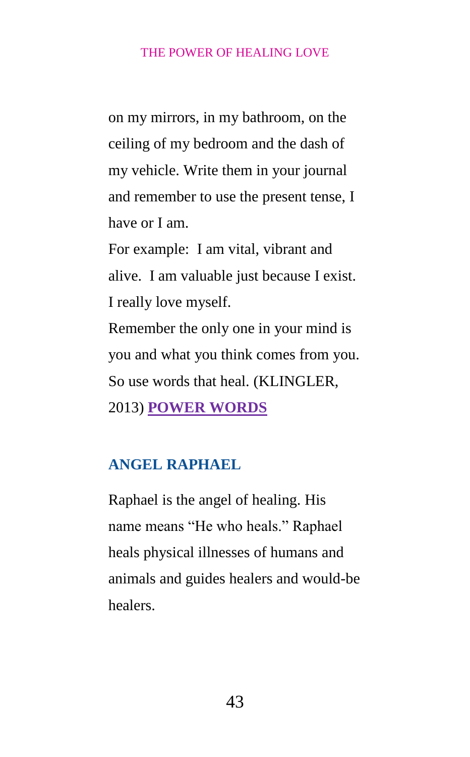on my mirrors, in my bathroom, on the ceiling of my bedroom and the dash of my vehicle. Write them in your journal and remember to use the present tense, I have or I am.

For example: I am vital, vibrant and alive. I am valuable just because I exist. I really love myself.

Remember the only one in your mind is you and what you think comes from you. So use words that heal. (KLINGLER, 2013) **POWER WORDS**

## ANGEL RAPHAEL

Raphael is the angel of healing. His name means "He who heals." Raphael heals physical illnesses of humans and animals and guides healers and would-be healers.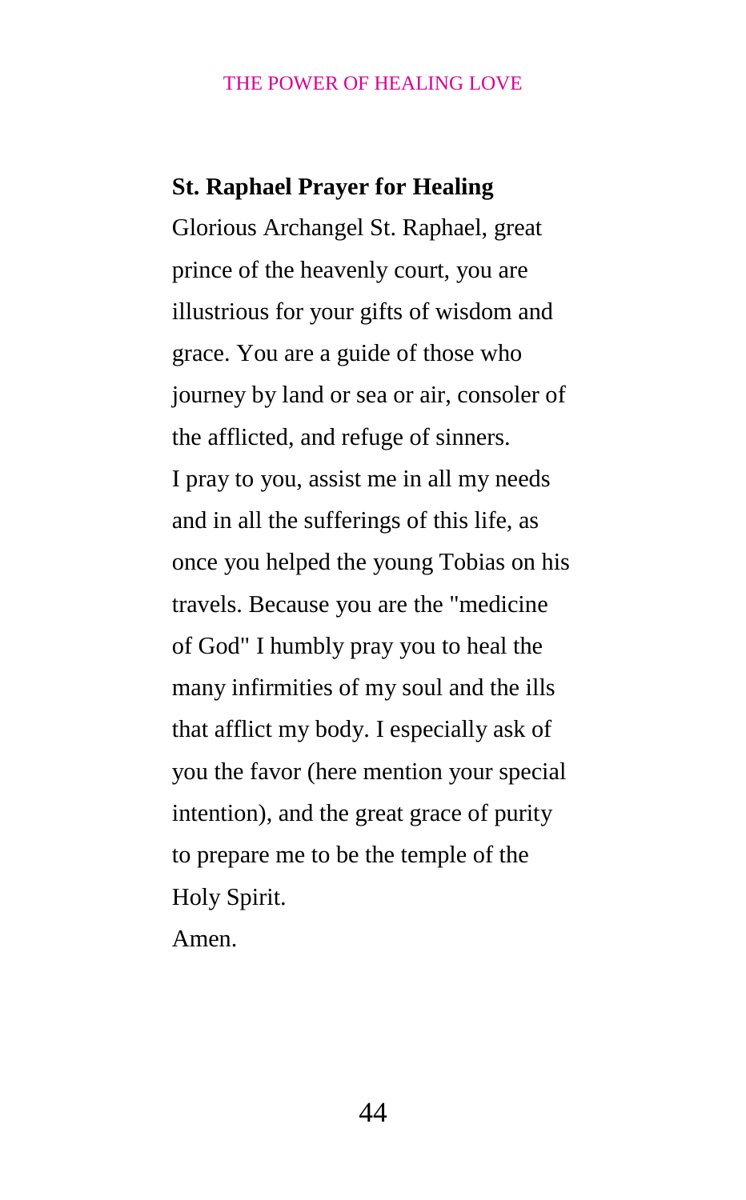**St. Raphael Prayer for Healing**

Glorious Archangel St. Raphael, great prince of the heavenly court, you are illustrious for your gifts of wisdom and grace. You are a guide of those who journey by land or sea or air, consoler of the afflicted, and refuge of sinners.

I pray to you, assist me in all my needs and in all the sufferings of this life, as once you helped the young Tobias on his travels. Because you are the "medicine of God" I humbly pray you to heal the many infirmities of my soul and the ills that afflict my body. I especially ask of you the favor (here mention your special intention), and the great grace of purity to prepare me to be the temple of the Holy Spirit.

Amen.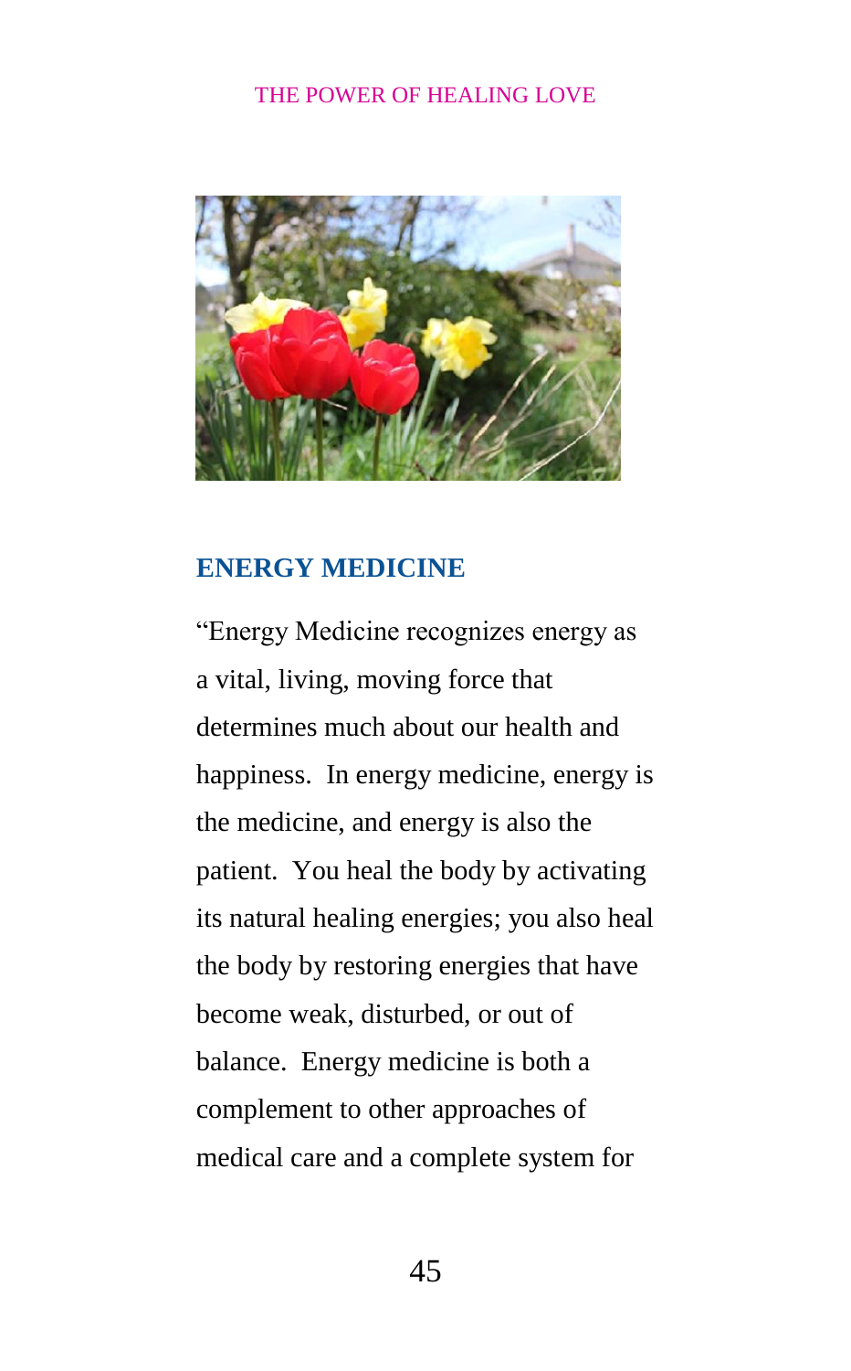## ENERGY MEDICINE

"Energy Medicine recognizes energy as a vital, living, moving force that determines much about our health and happiness. In energy medicine, energy is the medicine, and energy is also the patient. You heal the body by activating its natural healing energies; you also heal the body by restoring energies that have become weak, disturbed, or out of balance. Energy medicine is both a complement to other approaches of medical care and a complete system for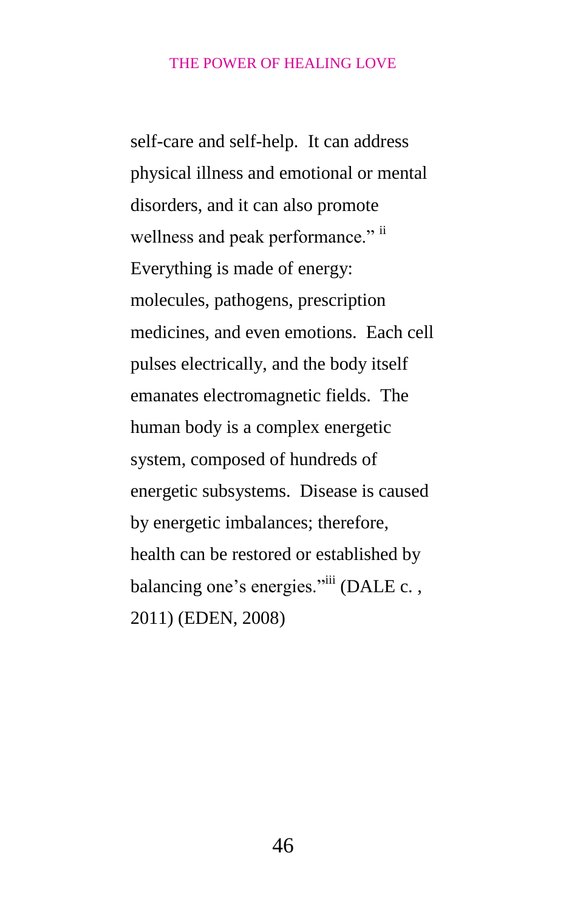self-care and self-help. It can address physical illness and emotional or mental disorders, and it can also promote wellness and peak performance." [ii] Everything is made of energy: molecules, pathogens, prescription medicines, and even emotions. Each cell pulses electrically, and the body itself emanates electromagnetic fields. The human body is a complex energetic system, composed of hundreds of energetic subsystems. Disease is caused by energetic imbalances; therefore, health can be restored or established by balancing one's energies."[iii] (DALE c. , 2011) (EDEN, 2008)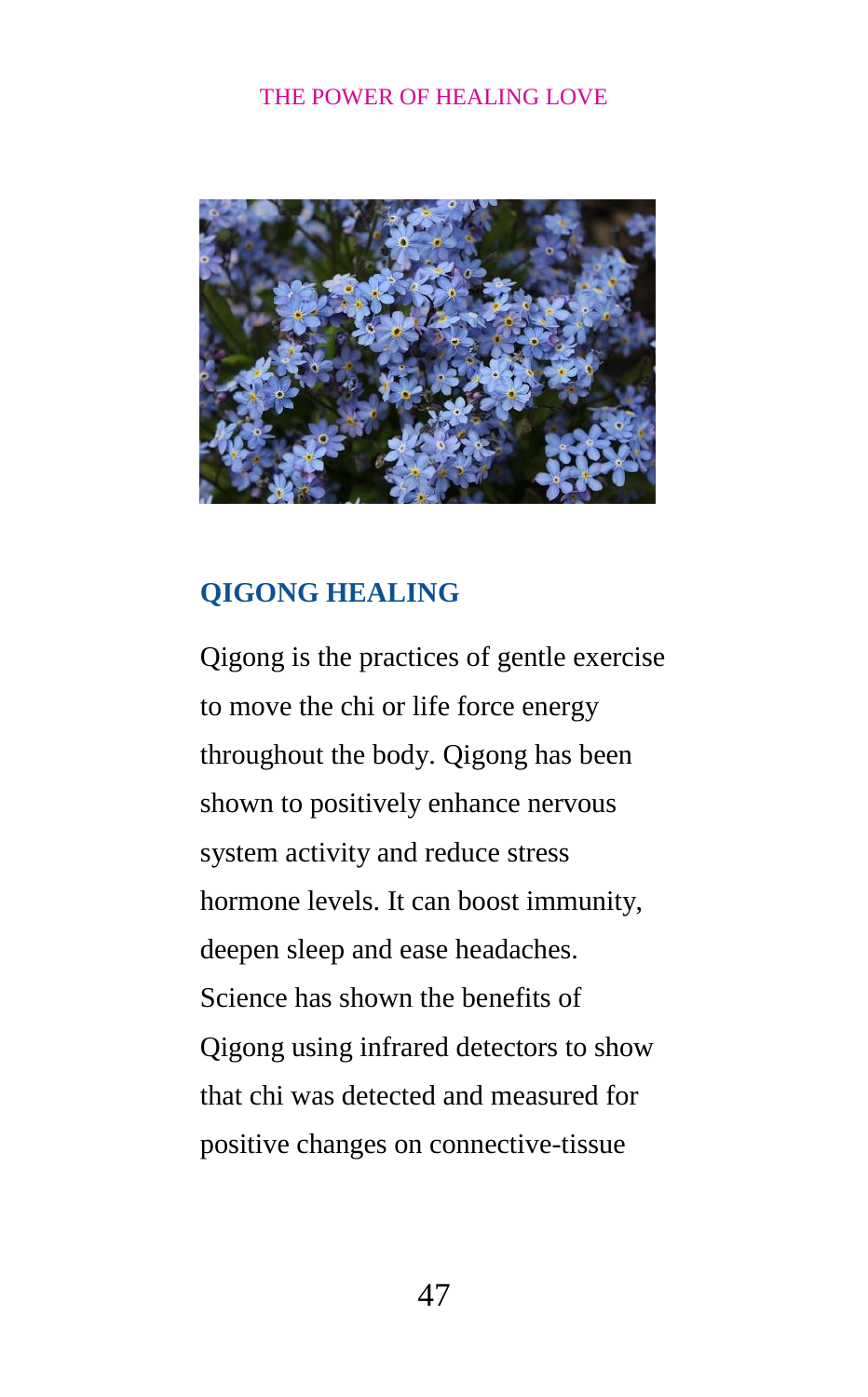## QIGONG HEALING

Qigong is the practices of gentle exercise to move the chi or life force energy throughout the body. Qigong has been shown to positively enhance nervous system activity and reduce stress hormone levels. It can boost immunity, deepen sleep and ease headaches. Science has shown the benefits of Qigong using infrared detectors to show that chi was detected and measured for positive changes on connective-tissue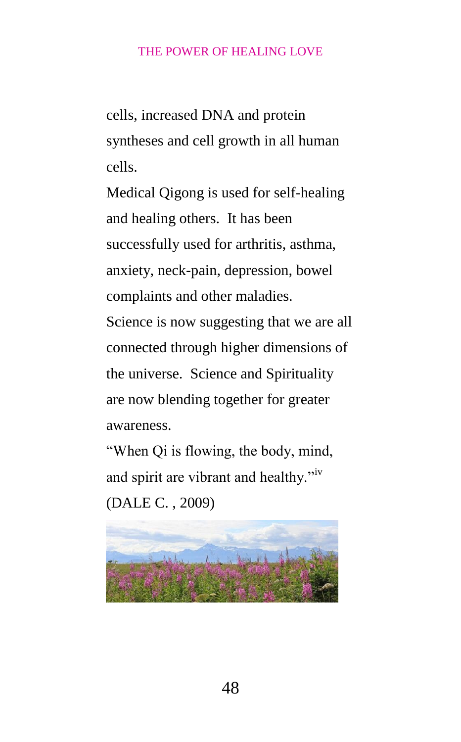cells, increased DNA and protein syntheses and cell growth in all human cells.

Medical Qigong is used for self-healing and healing others. It has been successfully used for arthritis, asthma, anxiety, neck-pain, depression, bowel complaints and other maladies.

Science is now suggesting that we are all connected through higher dimensions of the universe. Science and Spirituality are now blending together for greater awareness.

"When Qi is flowing, the body, mind, and spirit are vibrant and healthy."[iv] (DALE C. , 2009)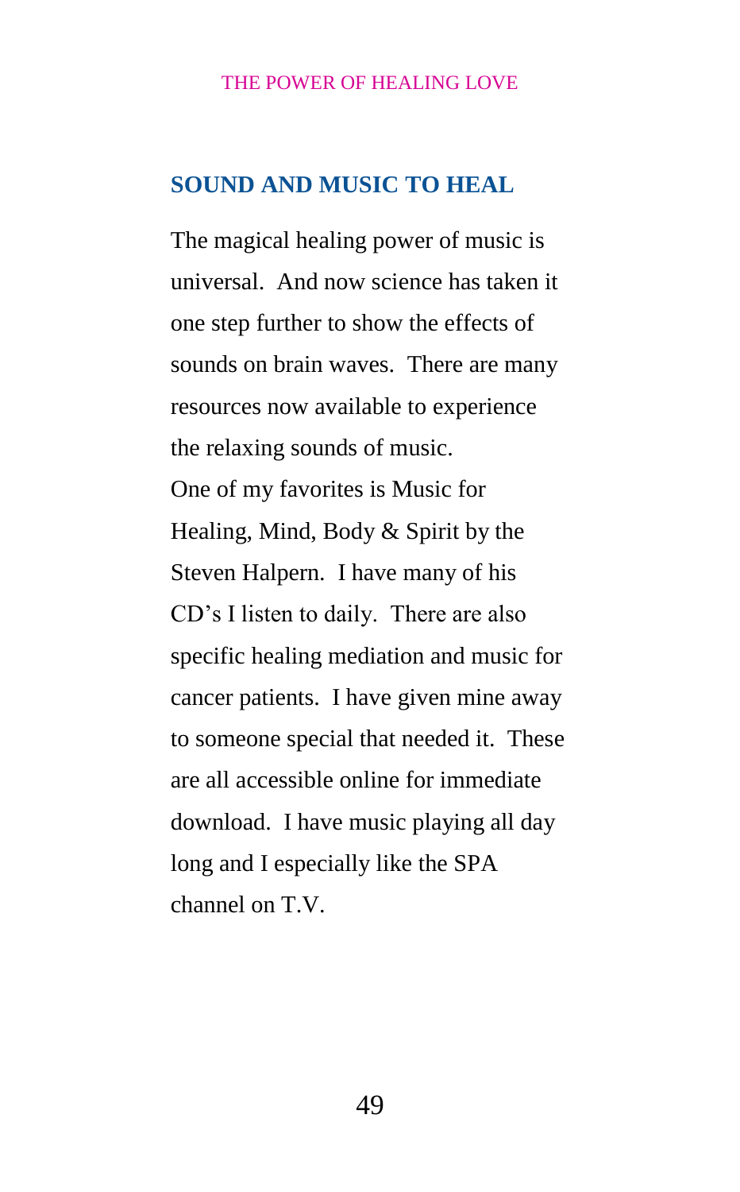## SOUND AND MUSIC TO HEAL

The magical healing power of music is universal. And now science has taken it one step further to show the effects of sounds on brain waves. There are many resources now available to experience the relaxing sounds of music.

One of my favorites is Music for Healing, Mind, Body & Spirit by the Steven Halpern. I have many of his CD's I listen to daily. There are also specific healing mediation and music for cancer patients. I have given mine away to someone special that needed it. These are all accessible online for immediate download. I have music playing all day long and I especially like the SPA channel on T.V.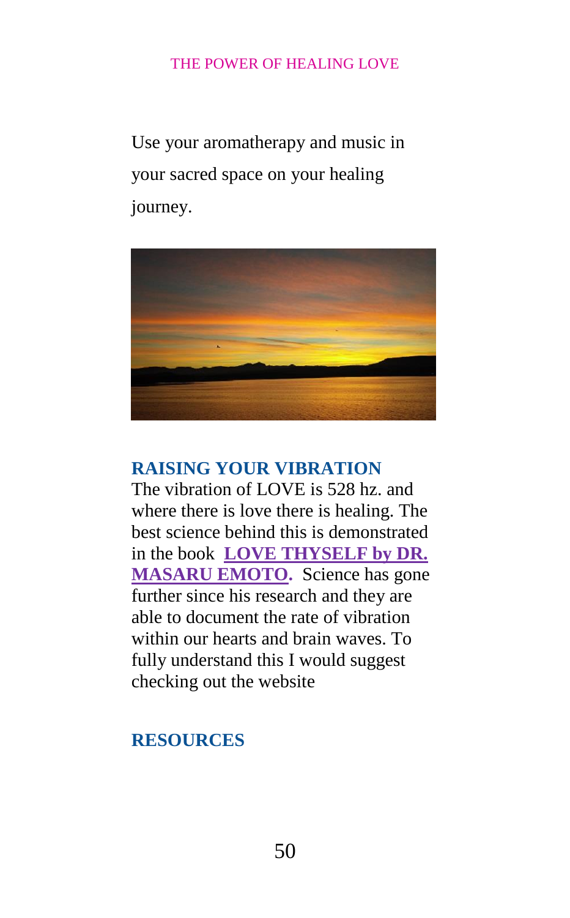Use your aromatherapy and music in your sacred space on your healing journey.

### RAISING YOUR VIBRATION

The vibration of LOVE is 528 hz. and where there is love there is healing. The best science behind this is demonstrated in the book **LOVE THYSELF by DR. MASARU EMOTO.** Science has gone further since his research and they are able to document the rate of vibration within our hearts and brain waves. To fully understand this I would suggest checking out the website

### RESOURCES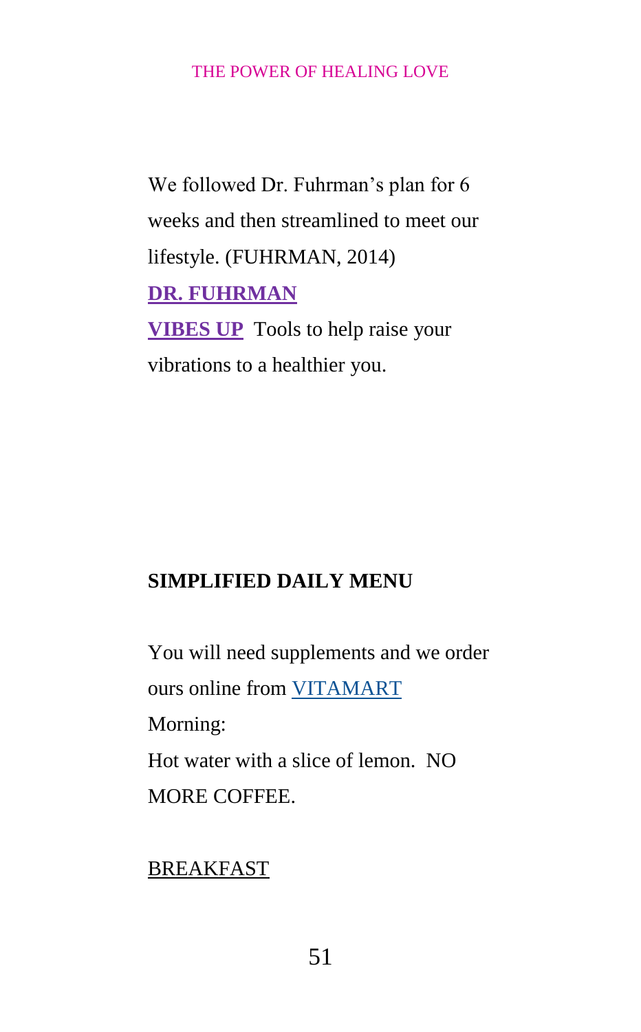We followed Dr. Fuhrman's plan for 6 weeks and then streamlined to meet our lifestyle. (FUHRMAN, 2014)

**DR. FUHRMAN**

**VIBES UP** Tools to help raise your vibrations to a healthier you.

**SIMPLIFIED DAILY MENU**

You will need supplements and we order ours online from VITAMART

Morning:

Hot water with a slice of lemon. NO MORE COFFEE.

BREAKFAST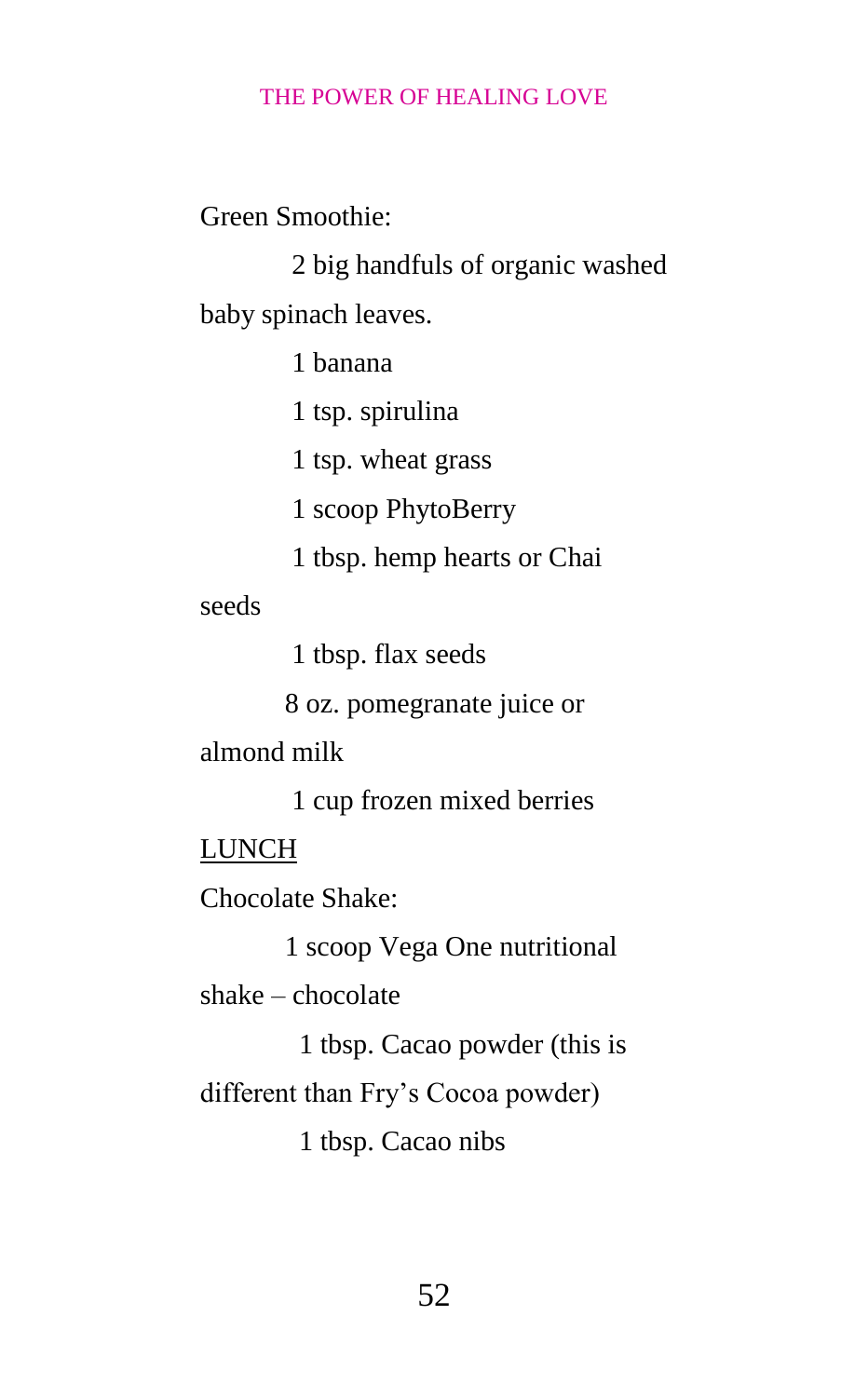Green Smoothie:

- 2 big handfuls of organic washed baby spinach leaves.
- 1 banana
- 1 tsp. spirulina
- 1 tsp. wheat grass
- 1 scoop PhytoBerry
- 1 tbsp. hemp hearts or Chai seeds
- 1 tbsp. flax seeds
- 8 oz. pomegranate juice or almond milk
- 1 cup frozen mixed berries

<u>LUNCH</u>

Chocolate Shake:

- 1 scoop Vega One nutritional shake – chocolate
- 1 tbsp. Cacao powder (this is different than Fry's Cocoa powder)
- 1 tbsp. Cacao nibs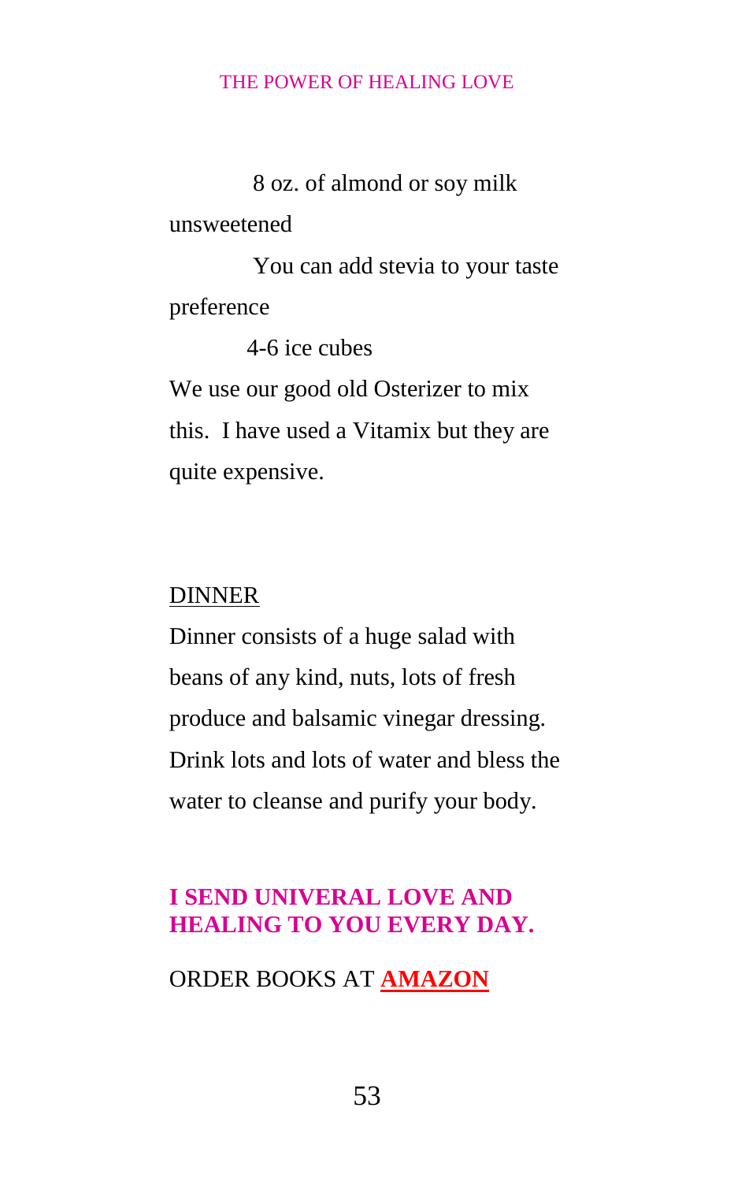8 oz. of almond or soy milk unsweetened

You can add stevia to your taste preference

4-6 ice cubes

We use our good old Osterizer to mix this. I have used a Vitamix but they are quite expensive.

DINNER

Dinner consists of a huge salad with beans of any kind, nuts, lots of fresh produce and balsamic vinegar dressing. Drink lots and lots of water and bless the water to cleanse and purify your body.

**I SEND UNIVERAL LOVE AND HEALING TO YOU EVERY DAY.**

ORDER BOOKS AT **AMAZON**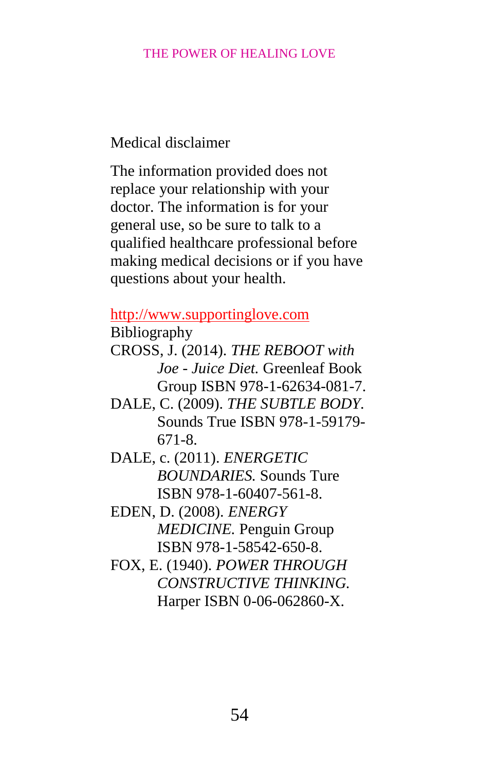Medical disclaimer

The information provided does not replace your relationship with your doctor. The information is for your general use, so be sure to talk to a qualified healthcare professional before making medical decisions or if you have questions about your health.

http://www.supportinglove.com

Bibliography

CROSS, J. (2014). *THE REBOOT with Joe - Juice Diet.* Greenleaf Book Group ISBN 978-1-62634-081-7.

DALE, C. (2009). *THE SUBTLE BODY.* Sounds True ISBN 978-1-59179-671-8.

DALE, c. (2011). *ENERGETIC BOUNDARIES.* Sounds Ture ISBN 978-1-60407-561-8.

EDEN, D. (2008). *ENERGY MEDICINE.* Penguin Group ISBN 978-1-58542-650-8.

FOX, E. (1940). *POWER THROUGH CONSTRUCTIVE THINKING.* Harper ISBN 0-06-062860-X.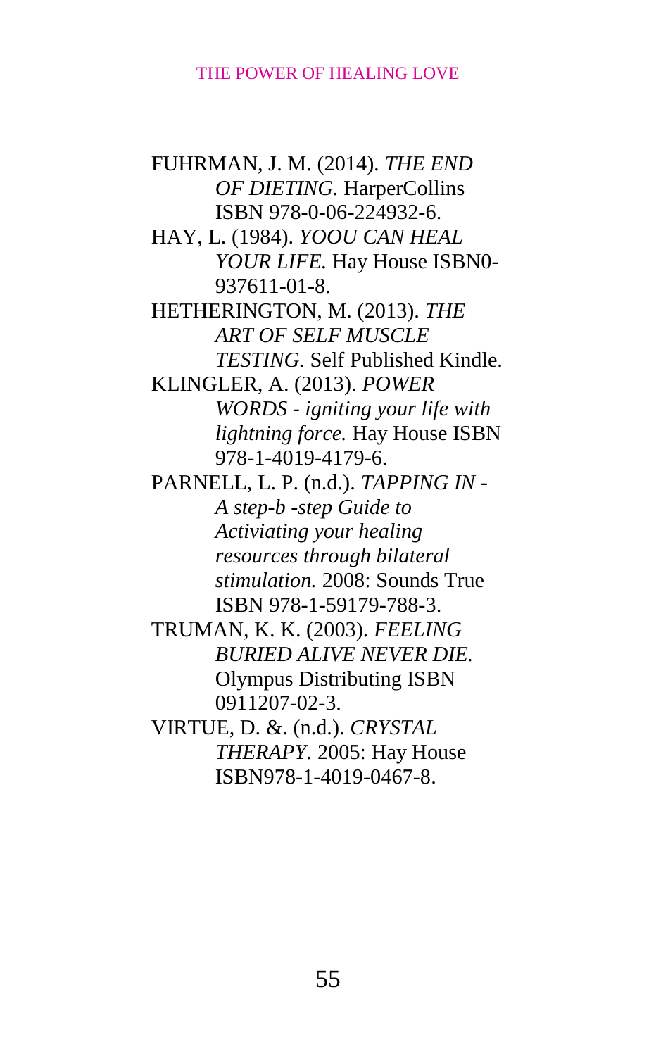FUHRMAN, J. M. (2014). *THE END OF DIETING.* HarperCollins ISBN 978-0-06-224932-6.

HAY, L. (1984). *YOOU CAN HEAL YOUR LIFE.* Hay House ISBN0-937611-01-8.

HETHERINGTON, M. (2013). *THE ART OF SELF MUSCLE TESTING.* Self Published Kindle.

KLINGLER, A. (2013). *POWER WORDS - igniting your life with lightning force.* Hay House ISBN 978-1-4019-4179-6.

PARNELL, L. P. (n.d.). *TAPPING IN - A step-b -step Guide to Activiating your healing resources through bilateral stimulation.* 2008: Sounds True ISBN 978-1-59179-788-3.

TRUMAN, K. K. (2003). *FEELING BURIED ALIVE NEVER DIE.* Olympus Distributing ISBN 0911207-02-3.

VIRTUE, D. &. (n.d.). *CRYSTAL THERAPY.* 2005: Hay House ISBN978-1-4019-0467-8.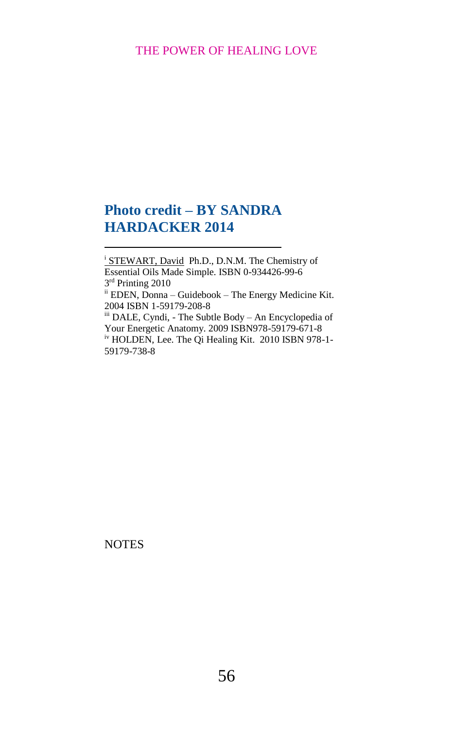## Photo credit – BY SANDRA HARDACKER 2014

---

[i] STEWART, David Ph.D., D.N.M. The Chemistry of Essential Oils Made Simple. ISBN 0-934426-99-6 3rd Printing 2010

[ii] EDEN, Donna – Guidebook – The Energy Medicine Kit. 2004 ISBN 1-59179-208-8

[iii] DALE, Cyndi, - The Subtle Body – An Encyclopedia of Your Energetic Anatomy. 2009 ISBN978-59179-671-8

[iv] HOLDEN, Lee. The Qi Healing Kit. 2010 ISBN 978-1-59179-738-8

NOTES